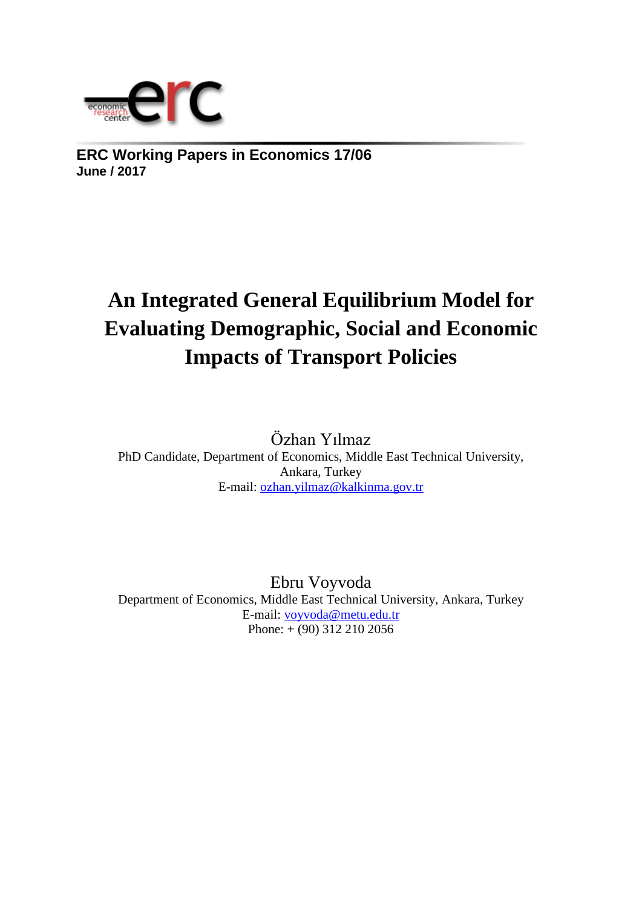**ERC Working Papers in Economics 17/06**
**June / 2017**

# An Integrated General Equilibrium Model for Evaluating Demographic, Social and Economic Impacts of Transport Policies

Özhan Yılmaz
PhD Candidate, Department of Economics, Middle East Technical University, Ankara, Turkey
E-mail: ozhan.yilmaz@kalkinma.gov.tr

Ebru Voyvoda
Department of Economics, Middle East Technical University, Ankara, Turkey
E-mail: voyvoda@metu.edu.tr
Phone: + (90) 312 210 2056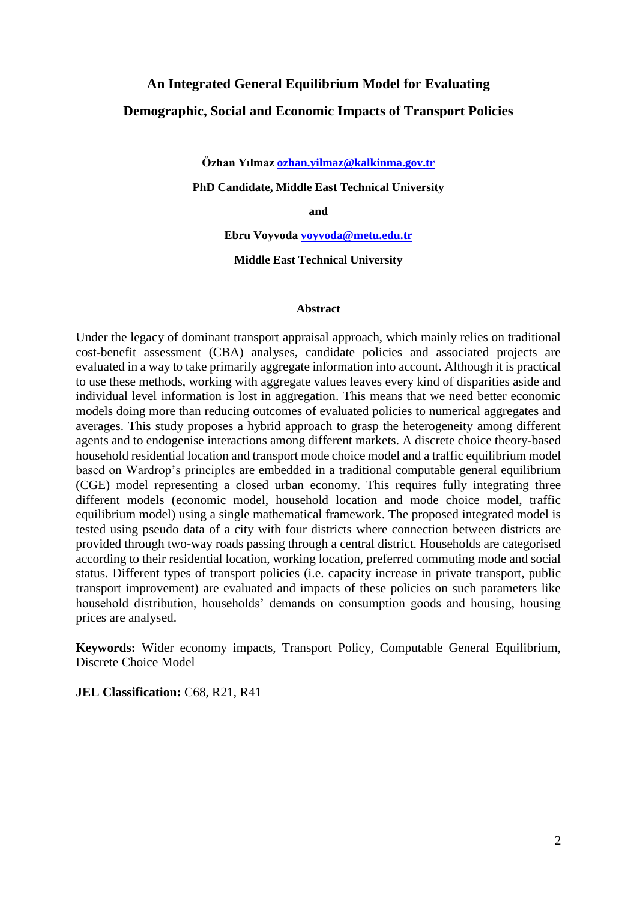# An Integrated General Equilibrium Model for Evaluating Demographic, Social and Economic Impacts of Transport Policies

**Özhan Yılmaz [ozhan.yilmaz@kalkinma.gov.tr](mailto:ozhan.yilmaz@kalkinma.gov.tr)**

**PhD Candidate, Middle East Technical University**

**and**

**Ebru Voyvoda [voyvoda@metu.edu.tr](mailto:voyvoda@metu.edu.tr)**

**Middle East Technical University**

## Abstract

Under the legacy of dominant transport appraisal approach, which mainly relies on traditional cost-benefit assessment (CBA) analyses, candidate policies and associated projects are evaluated in a way to take primarily aggregate information into account. Although it is practical to use these methods, working with aggregate values leaves every kind of disparities aside and individual level information is lost in aggregation. This means that we need better economic models doing more than reducing outcomes of evaluated policies to numerical aggregates and averages. This study proposes a hybrid approach to grasp the heterogeneity among different agents and to endogenise interactions among different markets. A discrete choice theory-based household residential location and transport mode choice model and a traffic equilibrium model based on Wardrop's principles are embedded in a traditional computable general equilibrium (CGE) model representing a closed urban economy. This requires fully integrating three different models (economic model, household location and mode choice model, traffic equilibrium model) using a single mathematical framework. The proposed integrated model is tested using pseudo data of a city with four districts where connection between districts are provided through two-way roads passing through a central district. Households are categorised according to their residential location, working location, preferred commuting mode and social status. Different types of transport policies (i.e. capacity increase in private transport, public transport improvement) are evaluated and impacts of these policies on such parameters like household distribution, households' demands on consumption goods and housing, housing prices are analysed.

**Keywords:** Wider economy impacts, Transport Policy, Computable General Equilibrium, Discrete Choice Model

**JEL Classification:** C68, R21, R41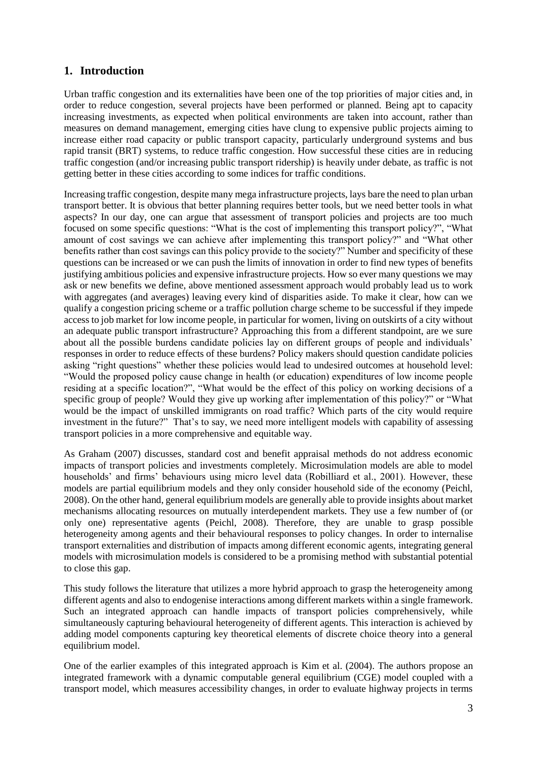## 1. Introduction

Urban traffic congestion and its externalities have been one of the top priorities of major cities and, in order to reduce congestion, several projects have been performed or planned. Being apt to capacity increasing investments, as expected when political environments are taken into account, rather than measures on demand management, emerging cities have clung to expensive public projects aiming to increase either road capacity or public transport capacity, particularly underground systems and bus rapid transit (BRT) systems, to reduce traffic congestion. How successful these cities are in reducing traffic congestion (and/or increasing public transport ridership) is heavily under debate, as traffic is not getting better in these cities according to some indices for traffic conditions.

Increasing traffic congestion, despite many mega infrastructure projects, lays bare the need to plan urban transport better. It is obvious that better planning requires better tools, but we need better tools in what aspects? In our day, one can argue that assessment of transport policies and projects are too much focused on some specific questions: "What is the cost of implementing this transport policy?", "What amount of cost savings we can achieve after implementing this transport policy?" and "What other benefits rather than cost savings can this policy provide to the society?" Number and specificity of these questions can be increased or we can push the limits of innovation in order to find new types of benefits justifying ambitious policies and expensive infrastructure projects. How so ever many questions we may ask or new benefits we define, above mentioned assessment approach would probably lead us to work with aggregates (and averages) leaving every kind of disparities aside. To make it clear, how can we qualify a congestion pricing scheme or a traffic pollution charge scheme to be successful if they impede access to job market for low income people, in particular for women, living on outskirts of a city without an adequate public transport infrastructure? Approaching this from a different standpoint, are we sure about all the possible burdens candidate policies lay on different groups of people and individuals' responses in order to reduce effects of these burdens? Policy makers should question candidate policies asking "right questions" whether these policies would lead to undesired outcomes at household level: "Would the proposed policy cause change in health (or education) expenditures of low income people residing at a specific location?", "What would be the effect of this policy on working decisions of a specific group of people? Would they give up working after implementation of this policy?" or "What would be the impact of unskilled immigrants on road traffic? Which parts of the city would require investment in the future?" That's to say, we need more intelligent models with capability of assessing transport policies in a more comprehensive and equitable way.

As Graham (2007) discusses, standard cost and benefit appraisal methods do not address economic impacts of transport policies and investments completely. Microsimulation models are able to model households' and firms' behaviours using micro level data (Robilliard et al., 2001). However, these models are partial equilibrium models and they only consider household side of the economy (Peichl, 2008). On the other hand, general equilibrium models are generally able to provide insights about market mechanisms allocating resources on mutually interdependent markets. They use a few number of (or only one) representative agents (Peichl, 2008). Therefore, they are unable to grasp possible heterogeneity among agents and their behavioural responses to policy changes. In order to internalise transport externalities and distribution of impacts among different economic agents, integrating general models with microsimulation models is considered to be a promising method with substantial potential to close this gap.

This study follows the literature that utilizes a more hybrid approach to grasp the heterogeneity among different agents and also to endogenise interactions among different markets within a single framework. Such an integrated approach can handle impacts of transport policies comprehensively, while simultaneously capturing behavioural heterogeneity of different agents. This interaction is achieved by adding model components capturing key theoretical elements of discrete choice theory into a general equilibrium model.

One of the earlier examples of this integrated approach is Kim et al. (2004). The authors propose an integrated framework with a dynamic computable general equilibrium (CGE) model coupled with a transport model, which measures accessibility changes, in order to evaluate highway projects in terms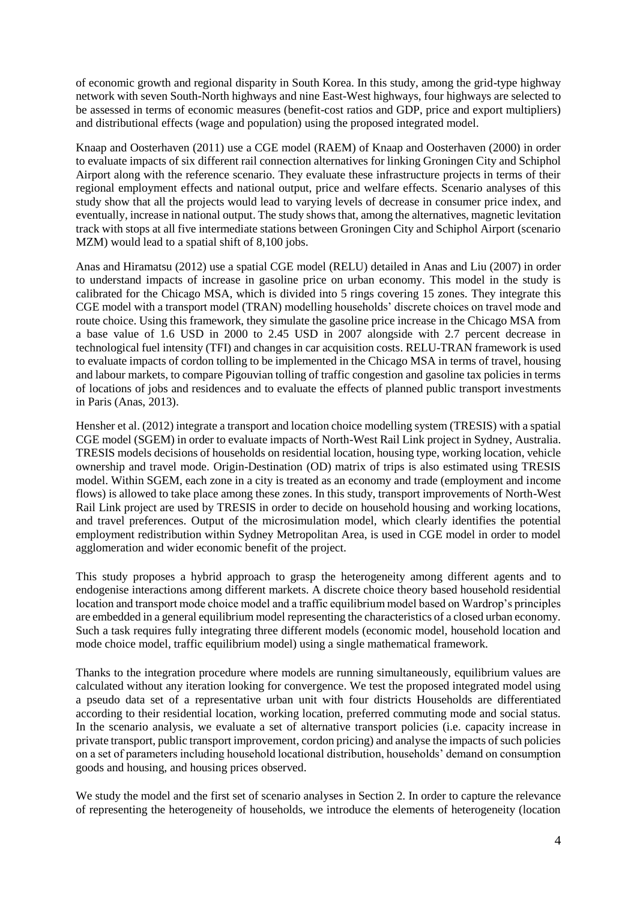of economic growth and regional disparity in South Korea. In this study, among the grid-type highway network with seven South-North highways and nine East-West highways, four highways are selected to be assessed in terms of economic measures (benefit-cost ratios and GDP, price and export multipliers) and distributional effects (wage and population) using the proposed integrated model.

Knaap and Oosterhaven (2011) use a CGE model (RAEM) of Knaap and Oosterhaven (2000) in order to evaluate impacts of six different rail connection alternatives for linking Groningen City and Schiphol Airport along with the reference scenario. They evaluate these infrastructure projects in terms of their regional employment effects and national output, price and welfare effects. Scenario analyses of this study show that all the projects would lead to varying levels of decrease in consumer price index, and eventually, increase in national output. The study shows that, among the alternatives, magnetic levitation track with stops at all five intermediate stations between Groningen City and Schiphol Airport (scenario MZM) would lead to a spatial shift of 8,100 jobs.

Anas and Hiramatsu (2012) use a spatial CGE model (RELU) detailed in Anas and Liu (2007) in order to understand impacts of increase in gasoline price on urban economy. This model in the study is calibrated for the Chicago MSA, which is divided into 5 rings covering 15 zones. They integrate this CGE model with a transport model (TRAN) modelling households' discrete choices on travel mode and route choice. Using this framework, they simulate the gasoline price increase in the Chicago MSA from a base value of 1.6 USD in 2000 to 2.45 USD in 2007 alongside with 2.7 percent decrease in technological fuel intensity (TFI) and changes in car acquisition costs. RELU-TRAN framework is used to evaluate impacts of cordon tolling to be implemented in the Chicago MSA in terms of travel, housing and labour markets, to compare Pigouvian tolling of traffic congestion and gasoline tax policies in terms of locations of jobs and residences and to evaluate the effects of planned public transport investments in Paris (Anas, 2013).

Hensher et al. (2012) integrate a transport and location choice modelling system (TRESIS) with a spatial CGE model (SGEM) in order to evaluate impacts of North-West Rail Link project in Sydney, Australia. TRESIS models decisions of households on residential location, housing type, working location, vehicle ownership and travel mode. Origin-Destination (OD) matrix of trips is also estimated using TRESIS model. Within SGEM, each zone in a city is treated as an economy and trade (employment and income flows) is allowed to take place among these zones. In this study, transport improvements of North-West Rail Link project are used by TRESIS in order to decide on household housing and working locations, and travel preferences. Output of the microsimulation model, which clearly identifies the potential employment redistribution within Sydney Metropolitan Area, is used in CGE model in order to model agglomeration and wider economic benefit of the project.

This study proposes a hybrid approach to grasp the heterogeneity among different agents and to endogenise interactions among different markets. A discrete choice theory based household residential location and transport mode choice model and a traffic equilibrium model based on Wardrop's principles are embedded in a general equilibrium model representing the characteristics of a closed urban economy. Such a task requires fully integrating three different models (economic model, household location and mode choice model, traffic equilibrium model) using a single mathematical framework.

Thanks to the integration procedure where models are running simultaneously, equilibrium values are calculated without any iteration looking for convergence. We test the proposed integrated model using a pseudo data set of a representative urban unit with four districts Households are differentiated according to their residential location, working location, preferred commuting mode and social status. In the scenario analysis, we evaluate a set of alternative transport policies (i.e. capacity increase in private transport, public transport improvement, cordon pricing) and analyse the impacts of such policies on a set of parameters including household locational distribution, households' demand on consumption goods and housing, and housing prices observed.

We study the model and the first set of scenario analyses in Section 2. In order to capture the relevance of representing the heterogeneity of households, we introduce the elements of heterogeneity (location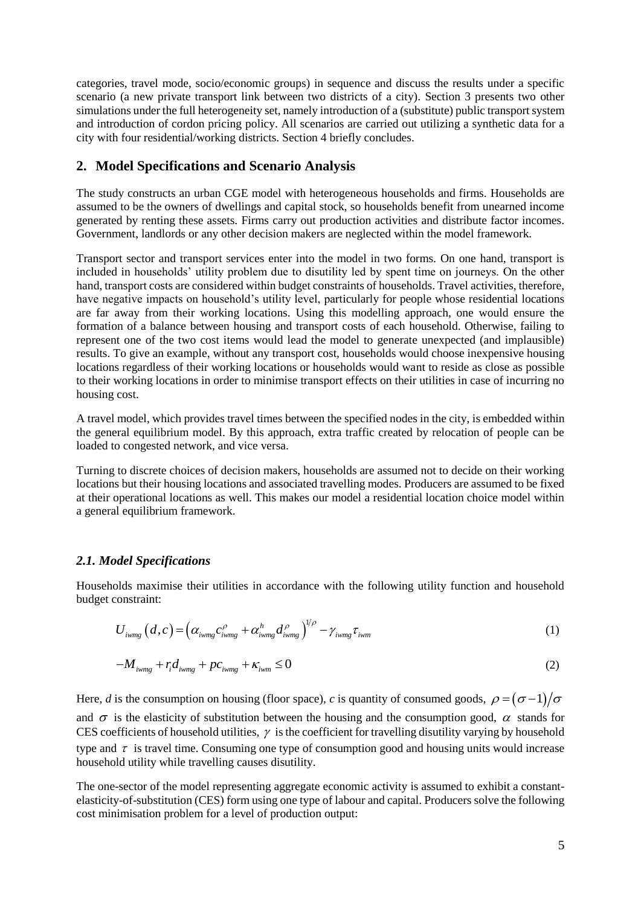categories, travel mode, socio/economic groups) in sequence and discuss the results under a specific scenario (a new private transport link between two districts of a city). Section 3 presents two other simulations under the full heterogeneity set, namely introduction of a (substitute) public transport system and introduction of cordon pricing policy. All scenarios are carried out utilizing a synthetic data for a city with four residential/working districts. Section 4 briefly concludes.

## 2. Model Specifications and Scenario Analysis

The study constructs an urban CGE model with heterogeneous households and firms. Households are assumed to be the owners of dwellings and capital stock, so households benefit from unearned income generated by renting these assets. Firms carry out production activities and distribute factor incomes. Government, landlords or any other decision makers are neglected within the model framework.

Transport sector and transport services enter into the model in two forms. On one hand, transport is included in households' utility problem due to disutility led by spent time on journeys. On the other hand, transport costs are considered within budget constraints of households. Travel activities, therefore, have negative impacts on household's utility level, particularly for people whose residential locations are far away from their working locations. Using this modelling approach, one would ensure the formation of a balance between housing and transport costs of each household. Otherwise, failing to represent one of the two cost items would lead the model to generate unexpected (and implausible) results. To give an example, without any transport cost, households would choose inexpensive housing locations regardless of their working locations or households would want to reside as close as possible to their working locations in order to minimise transport effects on their utilities in case of incurring no housing cost.

A travel model, which provides travel times between the specified nodes in the city, is embedded within the general equilibrium model. By this approach, extra traffic created by relocation of people can be loaded to congested network, and vice versa.

Turning to discrete choices of decision makers, households are assumed not to decide on their working locations but their housing locations and associated travelling modes. Producers are assumed to be fixed at their operational locations as well. This makes our model a residential location choice model within a general equilibrium framework.

### *2.1. Model Specifications*

Households maximise their utilities in accordance with the following utility function and household budget constraint:

$$U_{iwmg}\left(d,c\right)=\left(\alpha_{iwmg}c_{iwmg}^{\rho}+\alpha_{iwmg}^{h}d_{iwmg}^{\rho}\right)^{1/\rho}-\gamma_{iwmg}\tau_{iwm} \tag{1}$$

$$-M_{iwmg}+r_i d_{iwmg}+pc_{iwmg}+\kappa_{iwm}\leq 0 \tag{2}$$

Here, $d$ is the consumption on housing (floor space), $c$ is quantity of consumed goods, $\rho=(\sigma-1)/\sigma$ and $\sigma$ is the elasticity of substitution between the housing and the consumption good, $\alpha$ stands for CES coefficients of household utilities, $\gamma$ is the coefficient for travelling disutility varying by household type and $\tau$ is travel time. Consuming one type of consumption good and housing units would increase household utility while travelling causes disutility.

The one-sector of the model representing aggregate economic activity is assumed to exhibit a constant-elasticity-of-substitution (CES) form using one type of labour and capital. Producers solve the following cost minimisation problem for a level of production output: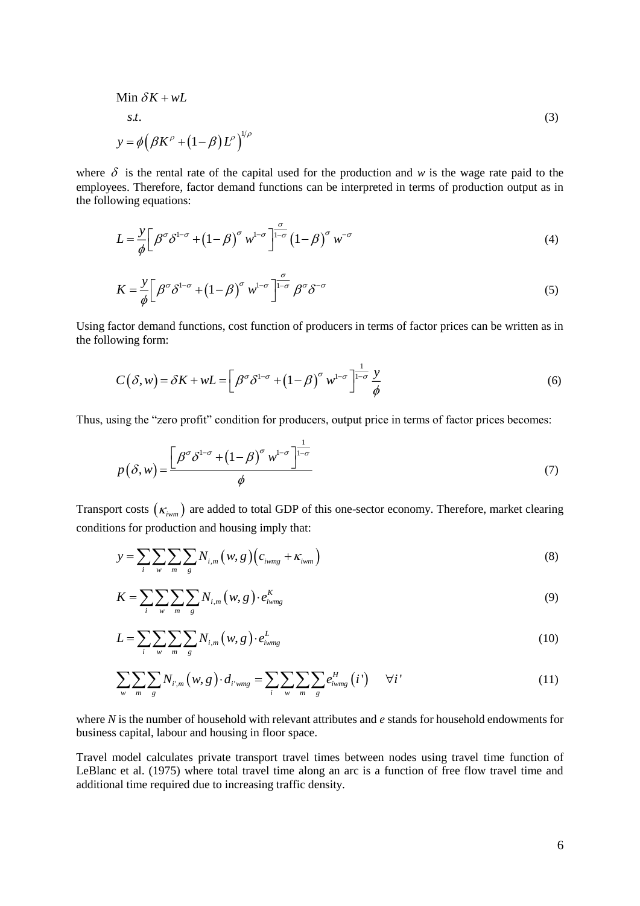$$
\begin{aligned}
&\text{Min } \delta K + wL \\
&\quad s.t. \\
&y = \phi\left(\beta K^{\rho} + \left(1-\beta\right) L^{\rho}\right)^{1/\rho}
\end{aligned} \tag{3}
$$

where $\delta$ is the rental rate of the capital used for the production and $w$ is the wage rate paid to the employees. Therefore, factor demand functions can be interpreted in terms of production output as in the following equations:

$$
L = \frac{y}{\phi}\left[\beta^{\sigma}\delta^{1-\sigma} + \left(1-\beta\right)^{\sigma} w^{1-\sigma}\right]^{\frac{\sigma}{1-\sigma}} \left(1-\beta\right)^{\sigma} w^{-\sigma} \tag{4}
$$

$$
K = \frac{y}{\phi}\left[\beta^{\sigma}\delta^{1-\sigma} + \left(1-\beta\right)^{\sigma} w^{1-\sigma}\right]^{\frac{\sigma}{1-\sigma}} \beta^{\sigma}\delta^{-\sigma} \tag{5}
$$

Using factor demand functions, cost function of producers in terms of factor prices can be written as in the following form:

$$
C\left(\delta, w\right) = \delta K + wL = \left[\beta^{\sigma}\delta^{1-\sigma} + \left(1-\beta\right)^{\sigma} w^{1-\sigma}\right]^{\frac{1}{1-\sigma}} \frac{y}{\phi} \tag{6}
$$

Thus, using the "zero profit" condition for producers, output price in terms of factor prices becomes:

$$
p\left(\delta, w\right) = \frac{\left[\beta^{\sigma}\delta^{1-\sigma} + \left(1-\beta\right)^{\sigma} w^{1-\sigma}\right]^{\frac{1}{1-\sigma}}}{\phi} \tag{7}
$$

Transport costs $\left(\kappa_{iwm}\right)$ are added to total GDP of this one-sector economy. Therefore, market clearing conditions for production and housing imply that:

$$
y = \sum_{i}\sum_{w}\sum_{m}\sum_{g} N_{i,m}\left(w, g\right)\left(c_{iwmg} + \kappa_{iwm}\right) \tag{8}
$$

$$
K = \sum_{i}\sum_{w}\sum_{m}\sum_{g} N_{i,m}\left(w, g\right)\cdot e^{K}_{iwmg} \tag{9}
$$

$$
L = \sum_{i}\sum_{w}\sum_{m}\sum_{g} N_{i,m}\left(w, g\right)\cdot e^{L}_{iwmg} \tag{10}
$$

$$
\sum_{w}\sum_{m}\sum_{g} N_{i',m}\left(w, g\right)\cdot d_{i'wmg} = \sum_{i}\sum_{w}\sum_{m}\sum_{g} e^{H}_{iwmg}\left(i'\right) \quad \forall i' \tag{11}
$$

where $N$ is the number of household with relevant attributes and $e$ stands for household endowments for business capital, labour and housing in floor space.

Travel model calculates private transport travel times between nodes using travel time function of LeBlanc et al. (1975) where total travel time along an arc is a function of free flow travel time and additional time required due to increasing traffic density.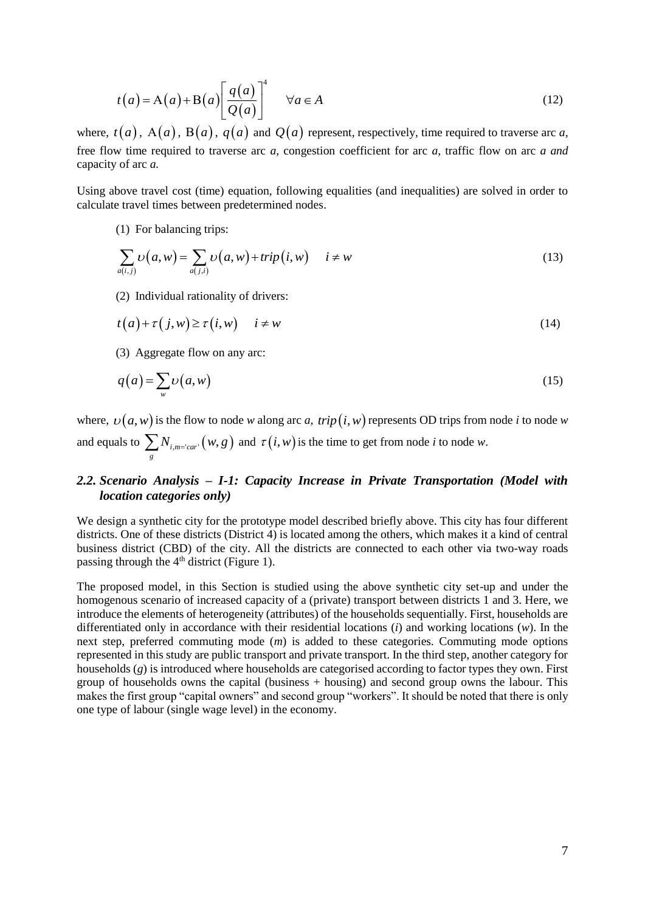$$t(a) = \mathrm{A}(a) + \mathrm{B}(a)\left[\frac{q(a)}{Q(a)}\right]^4 \quad \forall a \in A \tag{12}$$

where, $t(a)$, $\mathrm{A}(a)$, $\mathrm{B}(a)$, $q(a)$ and $Q(a)$ represent, respectively, time required to traverse arc *a,* free flow time required to traverse arc *a,* congestion coefficient for arc *a,* traffic flow on arc *a and* capacity of arc *a.*

Using above travel cost (time) equation, following equalities (and inequalities) are solved in order to calculate travel times between predetermined nodes.

(1) For balancing trips:

$$\sum_{a(i,j)} \upsilon(a,w) = \sum_{a(j,i)} \upsilon(a,w) + trip(i,w) \quad i \neq w \tag{13}$$

(2) Individual rationality of drivers:

$$t(a) + \tau(j,w) \geq \tau(i,w) \quad i \neq w \tag{14}$$

(3) Aggregate flow on any arc:

$$q(a) = \sum_{w} \upsilon(a,w) \tag{15}$$

where, $\upsilon(a,w)$ is the flow to node *w* along arc *a,* $trip(i,w)$ represents OD trips from node *i* to node *w* and equals to $\sum_{g} N_{i,m='car'}(w,g)$ and $\tau(i,w)$ is the time to get from node *i* to node *w*.

## *2.2. Scenario Analysis – I-1: Capacity Increase in Private Transportation (Model with location categories only)*

We design a synthetic city for the prototype model described briefly above. This city has four different districts. One of these districts (District 4) is located among the others, which makes it a kind of central business district (CBD) of the city. All the districts are connected to each other via two-way roads passing through the 4th district (Figure 1).

The proposed model, in this Section is studied using the above synthetic city set-up and under the homogenous scenario of increased capacity of a (private) transport between districts 1 and 3. Here, we introduce the elements of heterogeneity (attributes) of the households sequentially. First, households are differentiated only in accordance with their residential locations (*i*) and working locations (*w*). In the next step, preferred commuting mode (*m*) is added to these categories. Commuting mode options represented in this study are public transport and private transport. In the third step, another category for households (*g*) is introduced where households are categorised according to factor types they own. First group of households owns the capital (business + housing) and second group owns the labour. This makes the first group "capital owners" and second group "workers". It should be noted that there is only one type of labour (single wage level) in the economy.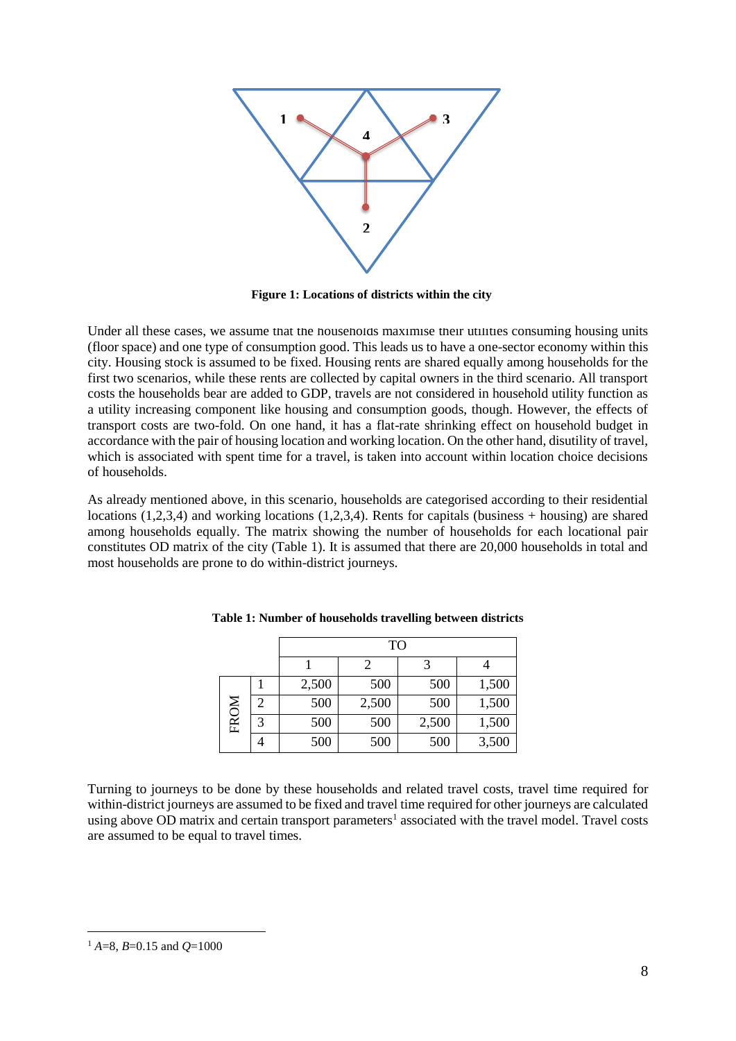**Figure 1: Locations of districts within the city**

Under all these cases, we assume that the households maximise their utilities consuming housing units (floor space) and one type of consumption good. This leads us to have a one-sector economy within this city. Housing stock is assumed to be fixed. Housing rents are shared equally among households for the first two scenarios, while these rents are collected by capital owners in the third scenario. All transport costs the households bear are added to GDP, travels are not considered in household utility function as a utility increasing component like housing and consumption goods, though. However, the effects of transport costs are two-fold. On one hand, it has a flat-rate shrinking effect on household budget in accordance with the pair of housing location and working location. On the other hand, disutility of travel, which is associated with spent time for a travel, is taken into account within location choice decisions of households.

As already mentioned above, in this scenario, households are categorised according to their residential locations (1,2,3,4) and working locations (1,2,3,4). Rents for capitals (business + housing) are shared among households equally. The matrix showing the number of households for each locational pair constitutes OD matrix of the city (Table 1). It is assumed that there are 20,000 households in total and most households are prone to do within-district journeys.

**Table 1: Number of households travelling between districts**

| | | TO | | | |
|---|---|---|---|---|---|
| | | 1 | 2 | 3 | 4 |
| FROM | 1 | 2,500 | 500 | 500 | 1,500 |
| | 2 | 500 | 2,500 | 500 | 1,500 |
| | 3 | 500 | 500 | 2,500 | 1,500 |
| | 4 | 500 | 500 | 500 | 3,500 |

Turning to journeys to be done by these households and related travel costs, travel time required for within-district journeys are assumed to be fixed and travel time required for other journeys are calculated using above OD matrix and certain transport parameters[1] associated with the travel model. Travel costs are assumed to be equal to travel times.

[1] $A$=8, $B$=0.15 and $Q$=1000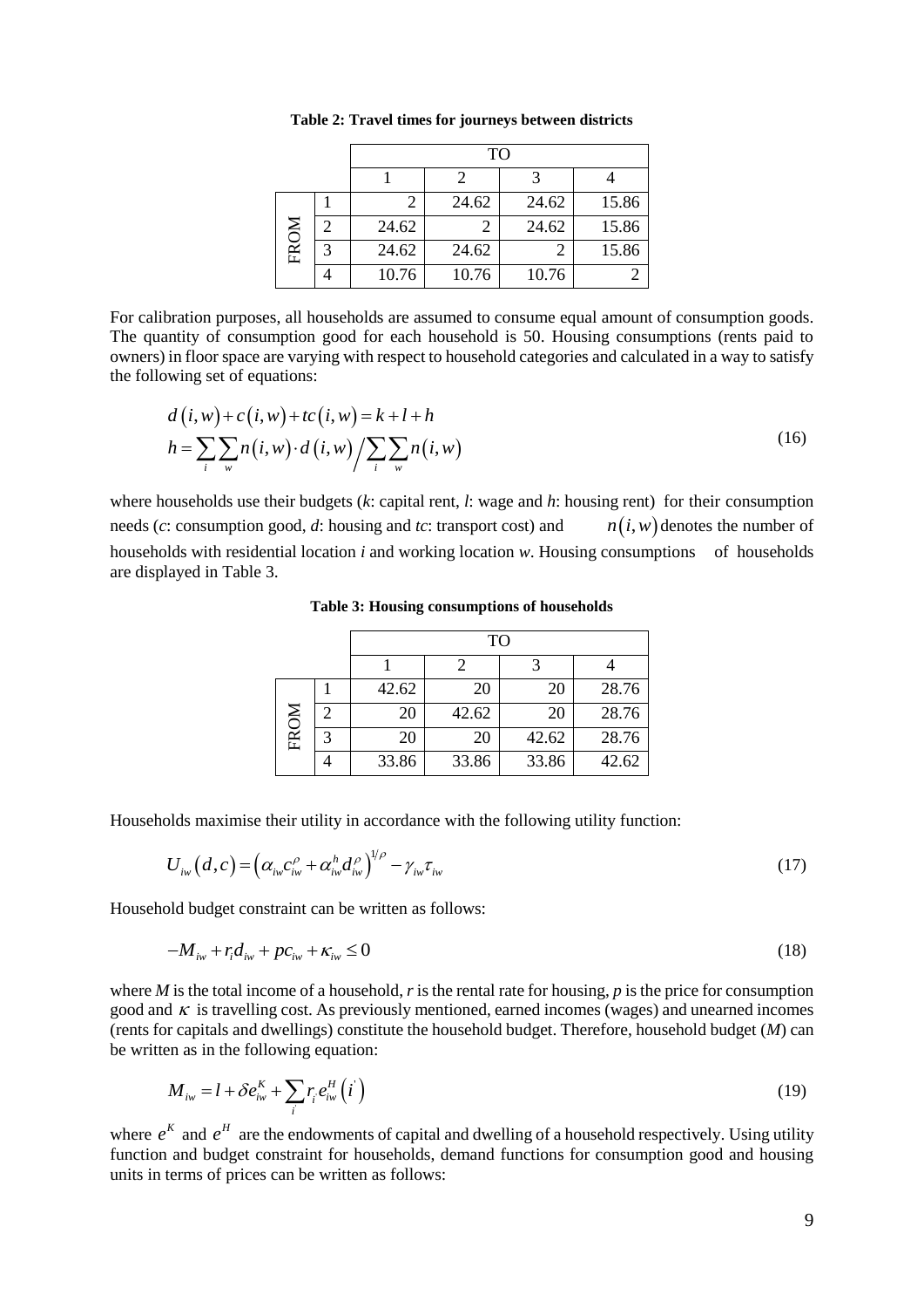**Table 2: Travel times for journeys between districts**

| | | TO | | | |
|---|---|---|---|---|---|
| | | 1 | 2 | 3 | 4 |
| FROM | 1 | 2 | 24.62 | 24.62 | 15.86 |
| | 2 | 24.62 | 2 | 24.62 | 15.86 |
| | 3 | 24.62 | 24.62 | 2 | 15.86 |
| | 4 | 10.76 | 10.76 | 10.76 | 2 |

For calibration purposes, all households are assumed to consume equal amount of consumption goods. The quantity of consumption good for each household is 50. Housing consumptions (rents paid to owners) in floor space are varying with respect to household categories and calculated in a way to satisfy the following set of equations:

$$d(i,w) + c(i,w) + tc(i,w) = k + l + h$$
$$h = \sum_i \sum_w n(i,w) \cdot d(i,w) \Big/ \sum_i \sum_w n(i,w) \tag{16}$$

where households use their budgets (*k*: capital rent, *l*: wage and *h*: housing rent) for their consumption needs (*c*: consumption good, *d*: housing and *tc*: transport cost) and $n(i,w)$ denotes the number of households with residential location *i* and working location *w*. Housing consumptions of households are displayed in Table 3.

**Table 3: Housing consumptions of households**

| | | TO | | | |
|---|---|---|---|---|---|
| | | 1 | 2 | 3 | 4 |
| FROM | 1 | 42.62 | 20 | 20 | 28.76 |
| | 2 | 20 | 42.62 | 20 | 28.76 |
| | 3 | 20 | 20 | 42.62 | 28.76 |
| | 4 | 33.86 | 33.86 | 33.86 | 42.62 |

Households maximise their utility in accordance with the following utility function:

$$U_{iw}(d,c) = \left(\alpha_{iw} c_{iw}^{\rho} + \alpha_{iw}^{h} d_{iw}^{\rho}\right)^{1/\rho} - \gamma_{iw}\tau_{iw} \tag{17}$$

Household budget constraint can be written as follows:

$$-M_{iw} + r_i d_{iw} + p c_{iw} + \kappa_{iw} \leq 0 \tag{18}$$

where *M* is the total income of a household, *r* is the rental rate for housing, *p* is the price for consumption good and $\kappa$ is travelling cost. As previously mentioned, earned incomes (wages) and unearned incomes (rents for capitals and dwellings) constitute the household budget. Therefore, household budget (*M*) can be written as in the following equation:

$$M_{iw} = l + \delta e_{iw}^{K} + \sum_{i'} r_{i'} e_{iw}^{H}\left(i'\right) \tag{19}$$

where $e^K$ and $e^H$ are the endowments of capital and dwelling of a household respectively. Using utility function and budget constraint for households, demand functions for consumption good and housing units in terms of prices can be written as follows: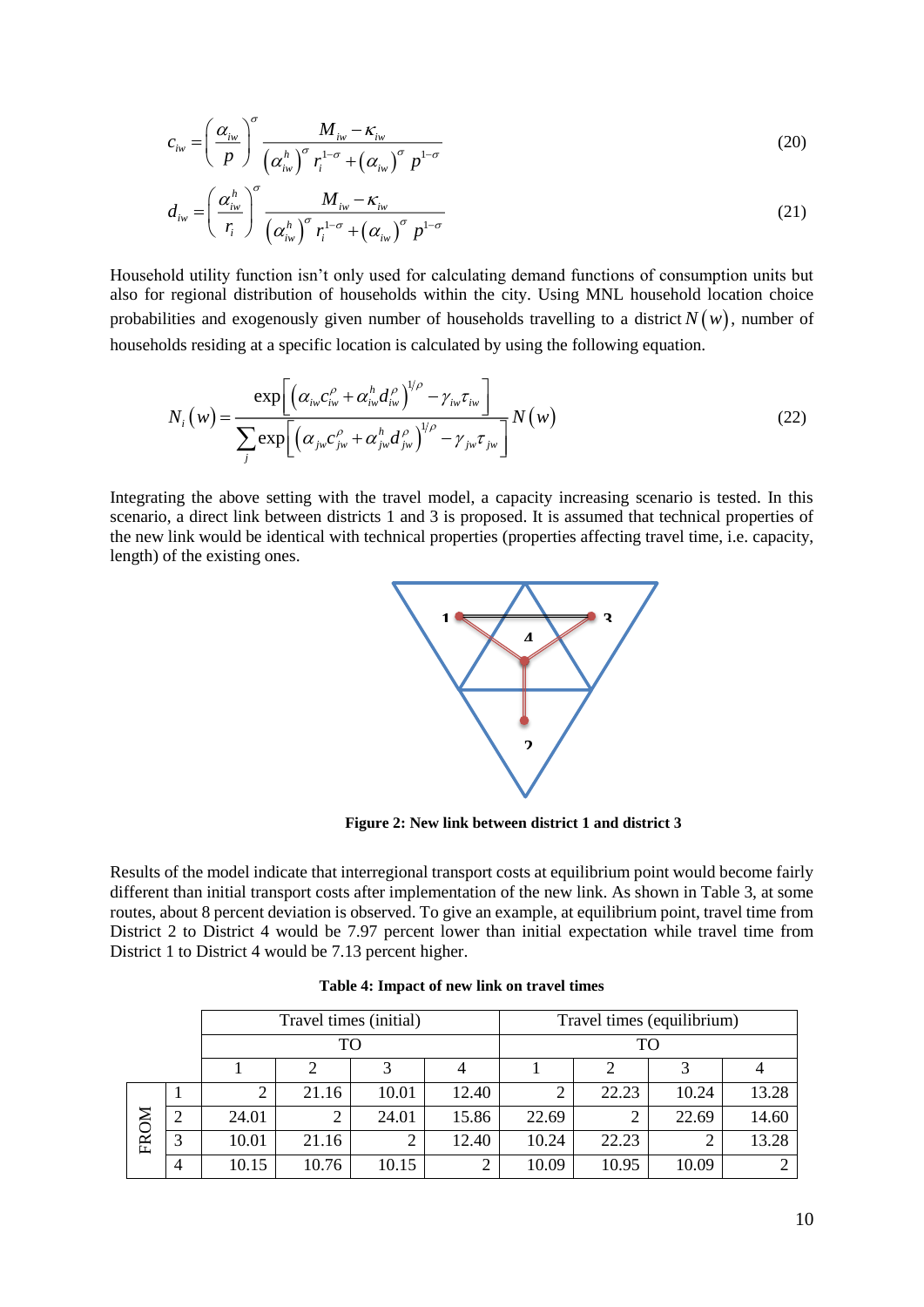$$c_{iw} = \left(\frac{\alpha_{iw}}{p}\right)^{\sigma} \frac{M_{iw} - \kappa_{iw}}{\left(\alpha_{iw}^{h}\right)^{\sigma} r_i^{1-\sigma} + \left(\alpha_{iw}\right)^{\sigma} p^{1-\sigma}} \tag{20}$$

$$d_{iw} = \left(\frac{\alpha_{iw}^{h}}{r_i}\right)^{\sigma} \frac{M_{iw} - \kappa_{iw}}{\left(\alpha_{iw}^{h}\right)^{\sigma} r_i^{1-\sigma} + \left(\alpha_{iw}\right)^{\sigma} p^{1-\sigma}} \tag{21}$$

Household utility function isn't only used for calculating demand functions of consumption units but also for regional distribution of households within the city. Using MNL household location choice probabilities and exogenously given number of households travelling to a district $N(w)$, number of households residing at a specific location is calculated by using the following equation.

$$N_i(w) = \frac{\exp\left[\left(\alpha_{iw} c_{iw}^{\rho} + \alpha_{iw}^{h} d_{iw}^{\rho}\right)^{1/\rho} - \gamma_{iw}\tau_{iw}\right]}{\sum_j \exp\left[\left(\alpha_{jw} c_{jw}^{\rho} + \alpha_{jw}^{h} d_{jw}^{\rho}\right)^{1/\rho} - \gamma_{jw}\tau_{jw}\right]} N(w) \tag{22}$$

Integrating the above setting with the travel model, a capacity increasing scenario is tested. In this scenario, a direct link between districts 1 and 3 is proposed. It is assumed that technical properties of the new link would be identical with technical properties (properties affecting travel time, i.e. capacity, length) of the existing ones.

**Figure 2: New link between district 1 and district 3**

Results of the model indicate that interregional transport costs at equilibrium point would become fairly different than initial transport costs after implementation of the new link. As shown in Table 3, at some routes, about 8 percent deviation is observed. To give an example, at equilibrium point, travel time from District 2 to District 4 would be 7.97 percent lower than initial expectation while travel time from District 1 to District 4 would be 7.13 percent higher.

**Table 4: Impact of new link on travel times**

| | | Travel times (initial) | | | | Travel times (equilibrium) | | | |
|---|---|---|---|---|---|---|---|---|---|
| | | TO | | | | TO | | | |
| | | 1 | 2 | 3 | 4 | 1 | 2 | 3 | 4 |
| FROM | 1 | 2 | 21.16 | 10.01 | 12.40 | 2 | 22.23 | 10.24 | 13.28 |
| | 2 | 24.01 | 2 | 24.01 | 15.86 | 22.69 | 2 | 22.69 | 14.60 |
| | 3 | 10.01 | 21.16 | 2 | 12.40 | 10.24 | 22.23 | 2 | 13.28 |
| | 4 | 10.15 | 10.76 | 10.15 | 2 | 10.09 | 10.95 | 10.09 | 2 |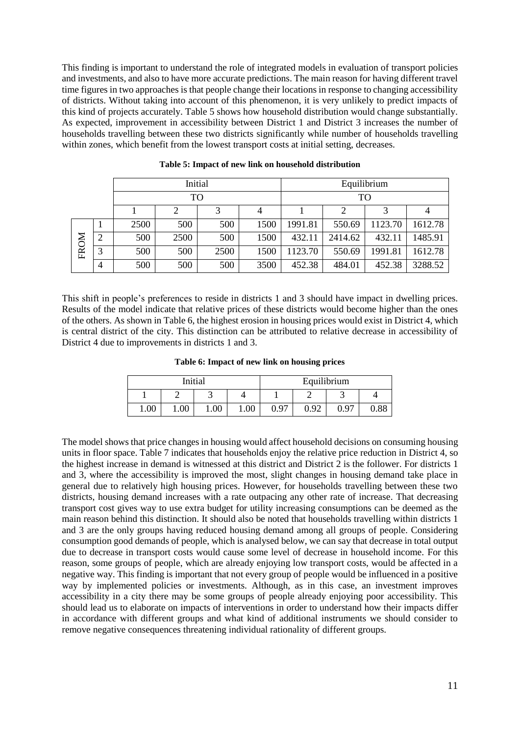This finding is important to understand the role of integrated models in evaluation of transport policies and investments, and also to have more accurate predictions. The main reason for having different travel time figures in two approaches is that people change their locations in response to changing accessibility of districts. Without taking into account of this phenomenon, it is very unlikely to predict impacts of this kind of projects accurately. Table 5 shows how household distribution would change substantially. As expected, improvement in accessibility between District 1 and District 3 increases the number of households travelling between these two districts significantly while number of households travelling within zones, which benefit from the lowest transport costs at initial setting, decreases.

**Table 5: Impact of new link on household distribution**

| | | Initial | | | | Equilibrium | | | |
|---|---|---|---|---|---|---|---|---|---|
| | | TO | | | | TO | | | |
| | | 1 | 2 | 3 | 4 | 1 | 2 | 3 | 4 |
| FROM | 1 | 2500 | 500 | 500 | 1500 | 1991.81 | 550.69 | 1123.70 | 1612.78 |
| | 2 | 500 | 2500 | 500 | 1500 | 432.11 | 2414.62 | 432.11 | 1485.91 |
| | 3 | 500 | 500 | 2500 | 1500 | 1123.70 | 550.69 | 1991.81 | 1612.78 |
| | 4 | 500 | 500 | 500 | 3500 | 452.38 | 484.01 | 452.38 | 3288.52 |

This shift in people's preferences to reside in districts 1 and 3 should have impact in dwelling prices. Results of the model indicate that relative prices of these districts would become higher than the ones of the others. As shown in Table 6, the highest erosion in housing prices would exist in District 4, which is central district of the city. This distinction can be attributed to relative decrease in accessibility of District 4 due to improvements in districts 1 and 3.

**Table 6: Impact of new link on housing prices**

| Initial | | | | Equilibrium | | | |
|---|---|---|---|---|---|---|---|
| 1 | 2 | 3 | 4 | 1 | 2 | 3 | 4 |
| 1.00 | 1.00 | 1.00 | 1.00 | 0.97 | 0.92 | 0.97 | 0.88 |

The model shows that price changes in housing would affect household decisions on consuming housing units in floor space. Table 7 indicates that households enjoy the relative price reduction in District 4, so the highest increase in demand is witnessed at this district and District 2 is the follower. For districts 1 and 3, where the accessibility is improved the most, slight changes in housing demand take place in general due to relatively high housing prices. However, for households travelling between these two districts, housing demand increases with a rate outpacing any other rate of increase. That decreasing transport cost gives way to use extra budget for utility increasing consumptions can be deemed as the main reason behind this distinction. It should also be noted that households travelling within districts 1 and 3 are the only groups having reduced housing demand among all groups of people. Considering consumption good demands of people, which is analysed below, we can say that decrease in total output due to decrease in transport costs would cause some level of decrease in household income. For this reason, some groups of people, which are already enjoying low transport costs, would be affected in a negative way. This finding is important that not every group of people would be influenced in a positive way by implemented policies or investments. Although, as in this case, an investment improves accessibility in a city there may be some groups of people already enjoying poor accessibility. This should lead us to elaborate on impacts of interventions in order to understand how their impacts differ in accordance with different groups and what kind of additional instruments we should consider to remove negative consequences threatening individual rationality of different groups.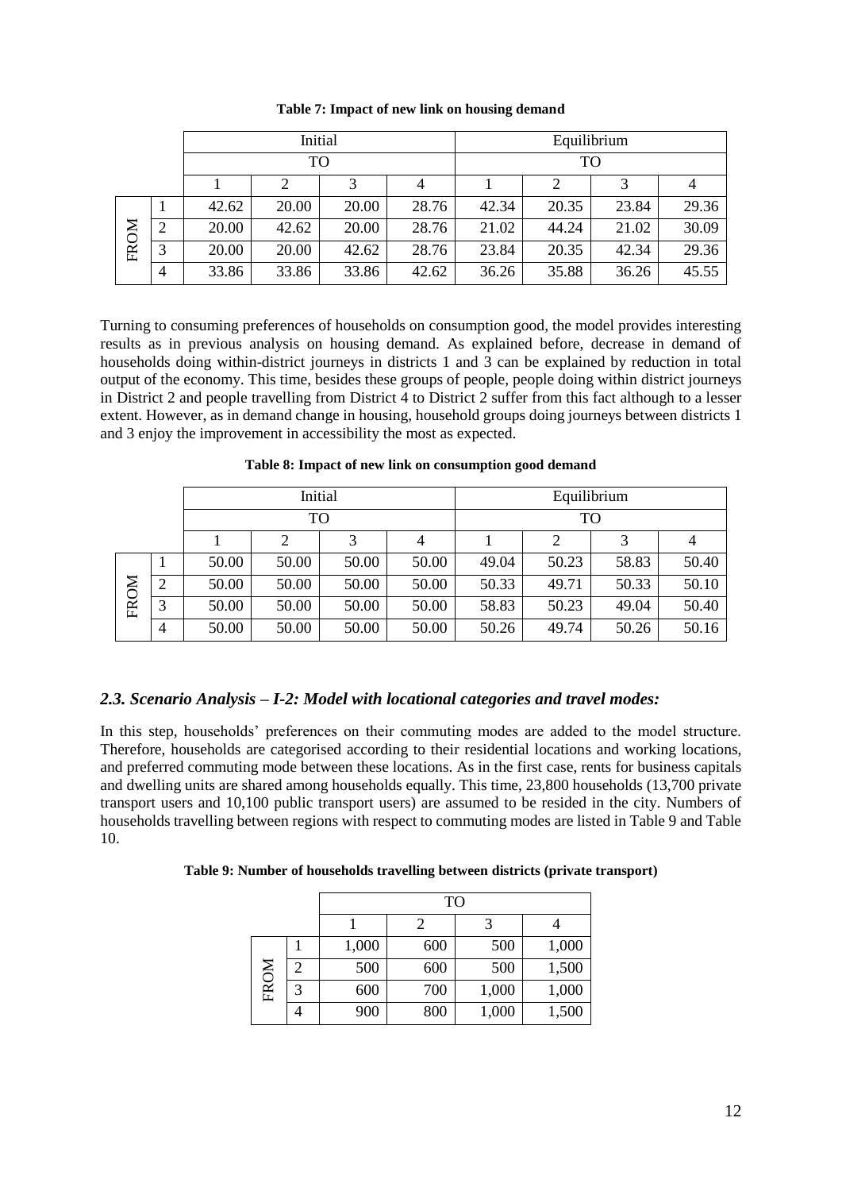**Table 7: Impact of new link on housing demand**

| | | Initial | | | | Equilibrium | | | |
|---|---|---|---|---|---|---|---|---|---|
| | | TO | | | | TO | | | |
| | | 1 | 2 | 3 | 4 | 1 | 2 | 3 | 4 |
| FROM | 1 | 42.62 | 20.00 | 20.00 | 28.76 | 42.34 | 20.35 | 23.84 | 29.36 |
| | 2 | 20.00 | 42.62 | 20.00 | 28.76 | 21.02 | 44.24 | 21.02 | 30.09 |
| | 3 | 20.00 | 20.00 | 42.62 | 28.76 | 23.84 | 20.35 | 42.34 | 29.36 |
| | 4 | 33.86 | 33.86 | 33.86 | 42.62 | 36.26 | 35.88 | 36.26 | 45.55 |

Turning to consuming preferences of households on consumption good, the model provides interesting results as in previous analysis on housing demand. As explained before, decrease in demand of households doing within-district journeys in districts 1 and 3 can be explained by reduction in total output of the economy. This time, besides these groups of people, people doing within district journeys in District 2 and people travelling from District 4 to District 2 suffer from this fact although to a lesser extent. However, as in demand change in housing, household groups doing journeys between districts 1 and 3 enjoy the improvement in accessibility the most as expected.

**Table 8: Impact of new link on consumption good demand**

| | | Initial | | | | Equilibrium | | | |
|---|---|---|---|---|---|---|---|---|---|
| | | TO | | | | TO | | | |
| | | 1 | 2 | 3 | 4 | 1 | 2 | 3 | 4 |
| FROM | 1 | 50.00 | 50.00 | 50.00 | 50.00 | 49.04 | 50.23 | 58.83 | 50.40 |
| | 2 | 50.00 | 50.00 | 50.00 | 50.00 | 50.33 | 49.71 | 50.33 | 50.10 |
| | 3 | 50.00 | 50.00 | 50.00 | 50.00 | 58.83 | 50.23 | 49.04 | 50.40 |
| | 4 | 50.00 | 50.00 | 50.00 | 50.00 | 50.26 | 49.74 | 50.26 | 50.16 |

### *2.3. Scenario Analysis – I-2: Model with locational categories and travel modes:*

In this step, households' preferences on their commuting modes are added to the model structure. Therefore, households are categorised according to their residential locations and working locations, and preferred commuting mode between these locations. As in the first case, rents for business capitals and dwelling units are shared among households equally. This time, 23,800 households (13,700 private transport users and 10,100 public transport users) are assumed to be resided in the city. Numbers of households travelling between regions with respect to commuting modes are listed in Table 9 and Table 10.

**Table 9: Number of households travelling between districts (private transport)**

| | | TO | | | |
|---|---|---|---|---|---|
| | | 1 | 2 | 3 | 4 |
| FROM | 1 | 1,000 | 600 | 500 | 1,000 |
| | 2 | 500 | 600 | 500 | 1,500 |
| | 3 | 600 | 700 | 1,000 | 1,000 |
| | 4 | 900 | 800 | 1,000 | 1,500 |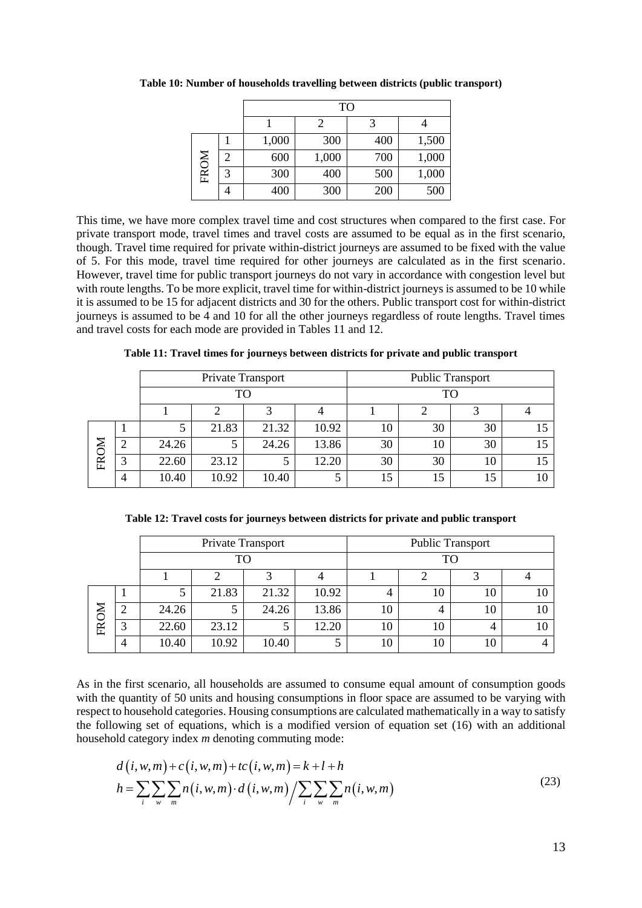**Table 10: Number of households travelling between districts (public transport)**

| | | TO | | | |
|---|---|---|---|---|---|
| | | 1 | 2 | 3 | 4 |
| FROM | 1 | 1,000 | 300 | 400 | 1,500 |
| | 2 | 600 | 1,000 | 700 | 1,000 |
| | 3 | 300 | 400 | 500 | 1,000 |
| | 4 | 400 | 300 | 200 | 500 |

This time, we have more complex travel time and cost structures when compared to the first case. For private transport mode, travel times and travel costs are assumed to be equal as in the first scenario, though. Travel time required for private within-district journeys are assumed to be fixed with the value of 5. For this mode, travel time required for other journeys are calculated as in the first scenario. However, travel time for public transport journeys do not vary in accordance with congestion level but with route lengths. To be more explicit, travel time for within-district journeys is assumed to be 10 while it is assumed to be 15 for adjacent districts and 30 for the others. Public transport cost for within-district journeys is assumed to be 4 and 10 for all the other journeys regardless of route lengths. Travel times and travel costs for each mode are provided in Tables 11 and 12.

**Table 11: Travel times for journeys between districts for private and public transport**

| | | Private Transport | | | | Public Transport | | | |
|---|---|---|---|---|---|---|---|---|---|
| | | TO | | | | TO | | | |
| | | 1 | 2 | 3 | 4 | 1 | 2 | 3 | 4 |
| FROM | 1 | 5 | 21.83 | 21.32 | 10.92 | 10 | 30 | 30 | 15 |
| | 2 | 24.26 | 5 | 24.26 | 13.86 | 30 | 10 | 30 | 15 |
| | 3 | 22.60 | 23.12 | 5 | 12.20 | 30 | 30 | 10 | 15 |
| | 4 | 10.40 | 10.92 | 10.40 | 5 | 15 | 15 | 15 | 10 |

**Table 12: Travel costs for journeys between districts for private and public transport**

| | | Private Transport | | | | Public Transport | | | |
|---|---|---|---|---|---|---|---|---|---|
| | | TO | | | | TO | | | |
| | | 1 | 2 | 3 | 4 | 1 | 2 | 3 | 4 |
| FROM | 1 | 5 | 21.83 | 21.32 | 10.92 | 4 | 10 | 10 | 10 |
| | 2 | 24.26 | 5 | 24.26 | 13.86 | 10 | 4 | 10 | 10 |
| | 3 | 22.60 | 23.12 | 5 | 12.20 | 10 | 10 | 4 | 10 |
| | 4 | 10.40 | 10.92 | 10.40 | 5 | 10 | 10 | 10 | 4 |

As in the first scenario, all households are assumed to consume equal amount of consumption goods with the quantity of 50 units and housing consumptions in floor space are assumed to be varying with respect to household categories. Housing consumptions are calculated mathematically in a way to satisfy the following set of equations, which is a modified version of equation set (16) with an additional household category index *m* denoting commuting mode:

$$
\begin{aligned}
& d(i,w,m) + c(i,w,m) + tc(i,w,m) = k + l + h \\
& h = \sum_i \sum_w \sum_m n(i,w,m) \cdot d(i,w,m) \Big/ \sum_i \sum_w \sum_m n(i,w,m)
\end{aligned}
\tag{23}
$$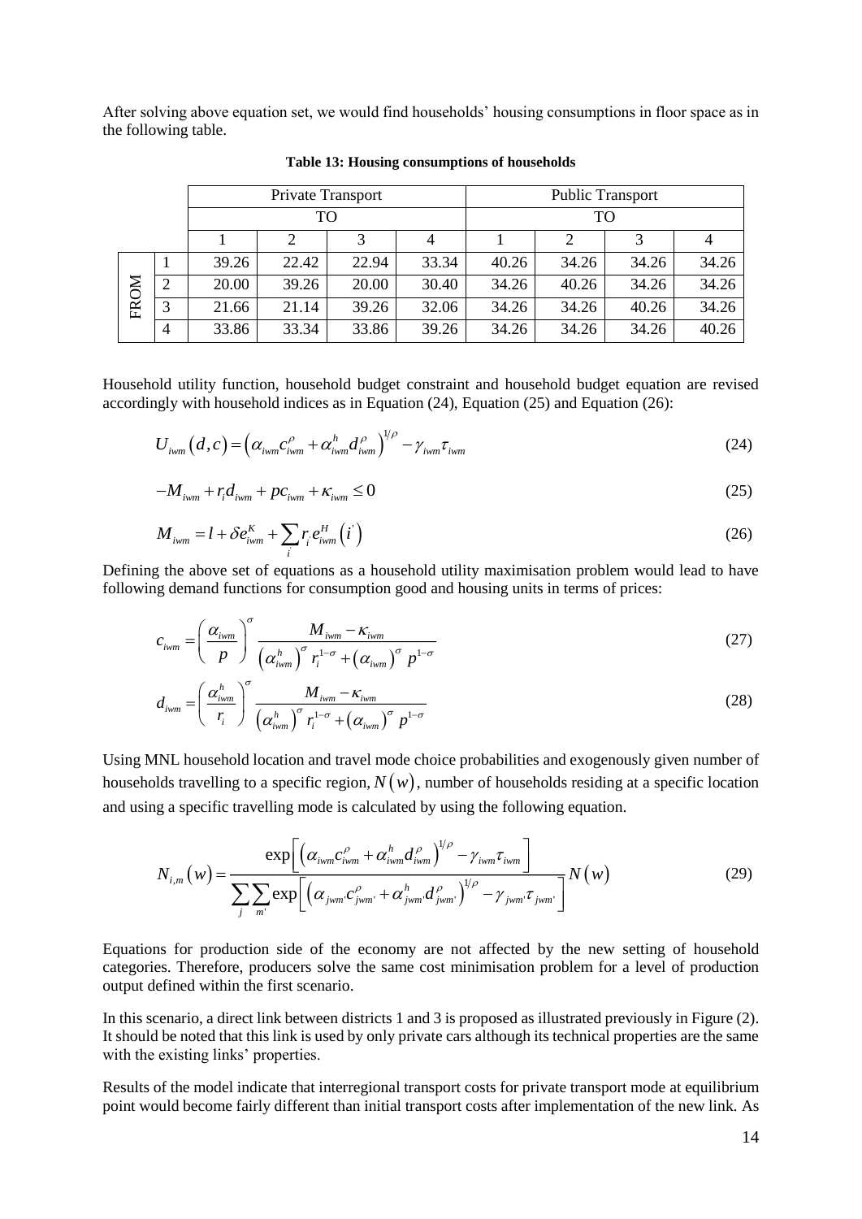After solving above equation set, we would find households' housing consumptions in floor space as in the following table.

**Table 13: Housing consumptions of households**

| | | Private Transport | | | | Public Transport | | | |
|---|---|---|---|---|---|---|---|---|---|
| | | TO | | | | TO | | | |
| | | 1 | 2 | 3 | 4 | 1 | 2 | 3 | 4 |
| FROM | 1 | 39.26 | 22.42 | 22.94 | 33.34 | 40.26 | 34.26 | 34.26 | 34.26 |
| | 2 | 20.00 | 39.26 | 20.00 | 30.40 | 34.26 | 40.26 | 34.26 | 34.26 |
| | 3 | 21.66 | 21.14 | 39.26 | 32.06 | 34.26 | 34.26 | 40.26 | 34.26 |
| | 4 | 33.86 | 33.34 | 33.86 | 39.26 | 34.26 | 34.26 | 34.26 | 40.26 |

Household utility function, household budget constraint and household budget equation are revised accordingly with household indices as in Equation (24), Equation (25) and Equation (26):

$$U_{iwm}(d,c) = \left(\alpha_{iwm} c_{iwm}^{\rho} + \alpha_{iwm}^{h} d_{iwm}^{\rho}\right)^{1/\rho} - \gamma_{iwm}\tau_{iwm} \tag{24}$$

$$-M_{iwm} + r_i d_{iwm} + p c_{iwm} + \kappa_{iwm} \leq 0 \tag{25}$$

$$M_{iwm} = l + \delta e_{iwm}^{K} + \sum_{i} r_{i'} e_{iwm}^{H}\left(i'\right) \tag{26}$$

Defining the above set of equations as a household utility maximisation problem would lead to have following demand functions for consumption good and housing units in terms of prices:

$$c_{iwm} = \left(\frac{\alpha_{iwm}}{p}\right)^{\sigma} \frac{M_{iwm} - \kappa_{iwm}}{\left(\alpha_{iwm}^{h}\right)^{\sigma} r_i^{1-\sigma} + \left(\alpha_{iwm}\right)^{\sigma} p^{1-\sigma}} \tag{27}$$

$$d_{iwm} = \left(\frac{\alpha_{iwm}^{h}}{r_i}\right)^{\sigma} \frac{M_{iwm} - \kappa_{iwm}}{\left(\alpha_{iwm}^{h}\right)^{\sigma} r_i^{1-\sigma} + \left(\alpha_{iwm}\right)^{\sigma} p^{1-\sigma}} \tag{28}$$

Using MNL household location and travel mode choice probabilities and exogenously given number of households travelling to a specific region, $N(w)$, number of households residing at a specific location and using a specific travelling mode is calculated by using the following equation.

$$N_{i,m}(w) = \frac{\exp\left[\left(\alpha_{iwm} c_{iwm}^{\rho} + \alpha_{iwm}^{h} d_{iwm}^{\rho}\right)^{1/\rho} - \gamma_{iwm}\tau_{iwm}\right]}{\sum_{j}\sum_{m'} \exp\left[\left(\alpha_{jwm'} c_{jwm'}^{\rho} + \alpha_{jwm'}^{h} d_{jwm'}^{\rho}\right)^{1/\rho} - \gamma_{jwm'}\tau_{jwm'}\right]} N(w) \tag{29}$$

Equations for production side of the economy are not affected by the new setting of household categories. Therefore, producers solve the same cost minimisation problem for a level of production output defined within the first scenario.

In this scenario, a direct link between districts 1 and 3 is proposed as illustrated previously in Figure (2). It should be noted that this link is used by only private cars although its technical properties are the same with the existing links' properties.

Results of the model indicate that interregional transport costs for private transport mode at equilibrium point would become fairly different than initial transport costs after implementation of the new link. As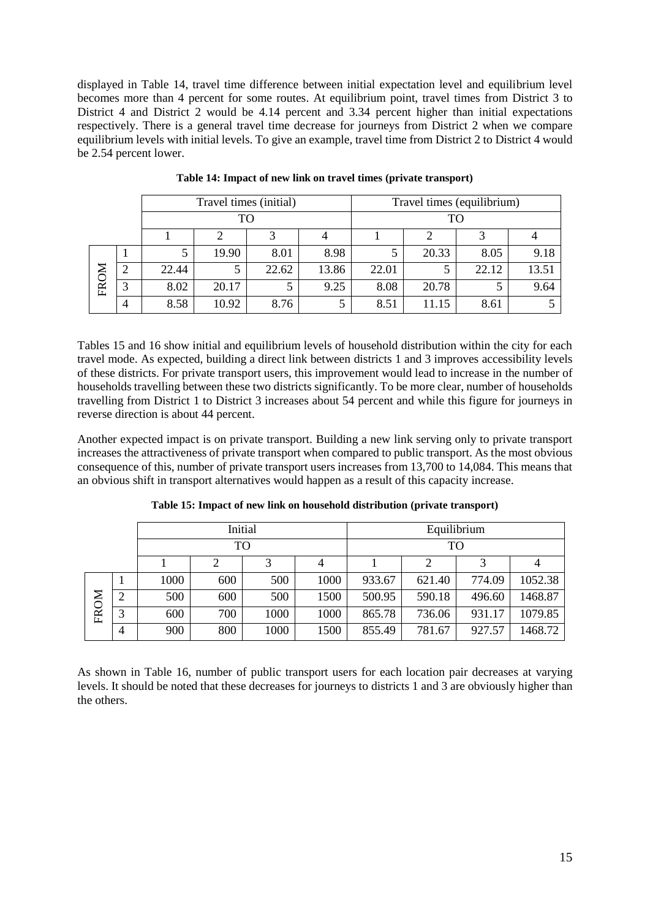displayed in Table 14, travel time difference between initial expectation level and equilibrium level becomes more than 4 percent for some routes. At equilibrium point, travel times from District 3 to District 4 and District 2 would be 4.14 percent and 3.34 percent higher than initial expectations respectively. There is a general travel time decrease for journeys from District 2 when we compare equilibrium levels with initial levels. To give an example, travel time from District 2 to District 4 would be 2.54 percent lower.

**Table 14: Impact of new link on travel times (private transport)**

| | | Travel times (initial) | | | | Travel times (equilibrium) | | | |
|---|---|---|---|---|---|---|---|---|---|
| | | TO | | | | TO | | | |
| | | 1 | 2 | 3 | 4 | 1 | 2 | 3 | 4 |
| FROM | 1 | 5 | 19.90 | 8.01 | 8.98 | 5 | 20.33 | 8.05 | 9.18 |
| | 2 | 22.44 | 5 | 22.62 | 13.86 | 22.01 | 5 | 22.12 | 13.51 |
| | 3 | 8.02 | 20.17 | 5 | 9.25 | 8.08 | 20.78 | 5 | 9.64 |
| | 4 | 8.58 | 10.92 | 8.76 | 5 | 8.51 | 11.15 | 8.61 | 5 |

Tables 15 and 16 show initial and equilibrium levels of household distribution within the city for each travel mode. As expected, building a direct link between districts 1 and 3 improves accessibility levels of these districts. For private transport users, this improvement would lead to increase in the number of households travelling between these two districts significantly. To be more clear, number of households travelling from District 1 to District 3 increases about 54 percent and while this figure for journeys in reverse direction is about 44 percent.

Another expected impact is on private transport. Building a new link serving only to private transport increases the attractiveness of private transport when compared to public transport. As the most obvious consequence of this, number of private transport users increases from 13,700 to 14,084. This means that an obvious shift in transport alternatives would happen as a result of this capacity increase.

**Table 15: Impact of new link on household distribution (private transport)**

| | | Initial | | | | Equilibrium | | | |
|---|---|---|---|---|---|---|---|---|---|
| | | TO | | | | TO | | | |
| | | 1 | 2 | 3 | 4 | 1 | 2 | 3 | 4 |
| FROM | 1 | 1000 | 600 | 500 | 1000 | 933.67 | 621.40 | 774.09 | 1052.38 |
| | 2 | 500 | 600 | 500 | 1500 | 500.95 | 590.18 | 496.60 | 1468.87 |
| | 3 | 600 | 700 | 1000 | 1000 | 865.78 | 736.06 | 931.17 | 1079.85 |
| | 4 | 900 | 800 | 1000 | 1500 | 855.49 | 781.67 | 927.57 | 1468.72 |

As shown in Table 16, number of public transport users for each location pair decreases at varying levels. It should be noted that these decreases for journeys to districts 1 and 3 are obviously higher than the others.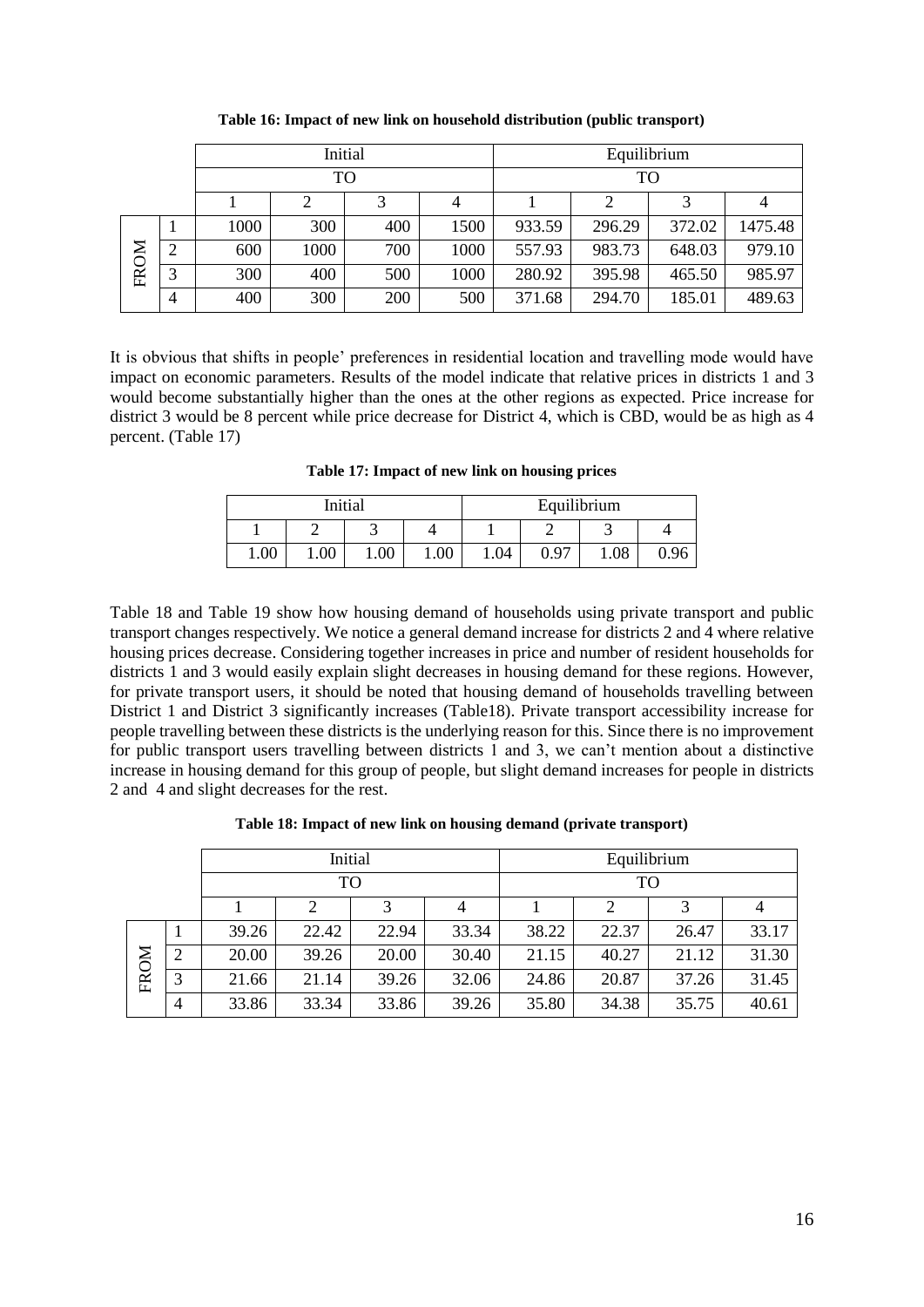**Table 16: Impact of new link on household distribution (public transport)**

| | | Initial | | | | Equilibrium | | | |
|---|---|---|---|---|---|---|---|---|---|
| | | TO | | | | TO | | | |
| | | 1 | 2 | 3 | 4 | 1 | 2 | 3 | 4 |
| FROM | 1 | 1000 | 300 | 400 | 1500 | 933.59 | 296.29 | 372.02 | 1475.48 |
| | 2 | 600 | 1000 | 700 | 1000 | 557.93 | 983.73 | 648.03 | 979.10 |
| | 3 | 300 | 400 | 500 | 1000 | 280.92 | 395.98 | 465.50 | 985.97 |
| | 4 | 400 | 300 | 200 | 500 | 371.68 | 294.70 | 185.01 | 489.63 |

It is obvious that shifts in people' preferences in residential location and travelling mode would have impact on economic parameters. Results of the model indicate that relative prices in districts 1 and 3 would become substantially higher than the ones at the other regions as expected. Price increase for district 3 would be 8 percent while price decrease for District 4, which is CBD, would be as high as 4 percent. (Table 17)

**Table 17: Impact of new link on housing prices**

| Initial | | | | Equilibrium | | | |
|---|---|---|---|---|---|---|---|
| 1 | 2 | 3 | 4 | 1 | 2 | 3 | 4 |
| 1.00 | 1.00 | 1.00 | 1.00 | 1.04 | 0.97 | 1.08 | 0.96 |

Table 18 and Table 19 show how housing demand of households using private transport and public transport changes respectively. We notice a general demand increase for districts 2 and 4 where relative housing prices decrease. Considering together increases in price and number of resident households for districts 1 and 3 would easily explain slight decreases in housing demand for these regions. However, for private transport users, it should be noted that housing demand of households travelling between District 1 and District 3 significantly increases (Table18). Private transport accessibility increase for people travelling between these districts is the underlying reason for this. Since there is no improvement for public transport users travelling between districts 1 and 3, we can't mention about a distinctive increase in housing demand for this group of people, but slight demand increases for people in districts 2 and 4 and slight decreases for the rest.

**Table 18: Impact of new link on housing demand (private transport)**

| | | Initial | | | | Equilibrium | | | |
|---|---|---|---|---|---|---|---|---|---|
| | | TO | | | | TO | | | |
| | | 1 | 2 | 3 | 4 | 1 | 2 | 3 | 4 |
| FROM | 1 | 39.26 | 22.42 | 22.94 | 33.34 | 38.22 | 22.37 | 26.47 | 33.17 |
| | 2 | 20.00 | 39.26 | 20.00 | 30.40 | 21.15 | 40.27 | 21.12 | 31.30 |
| | 3 | 21.66 | 21.14 | 39.26 | 32.06 | 24.86 | 20.87 | 37.26 | 31.45 |
| | 4 | 33.86 | 33.34 | 33.86 | 39.26 | 35.80 | 34.38 | 35.75 | 40.61 |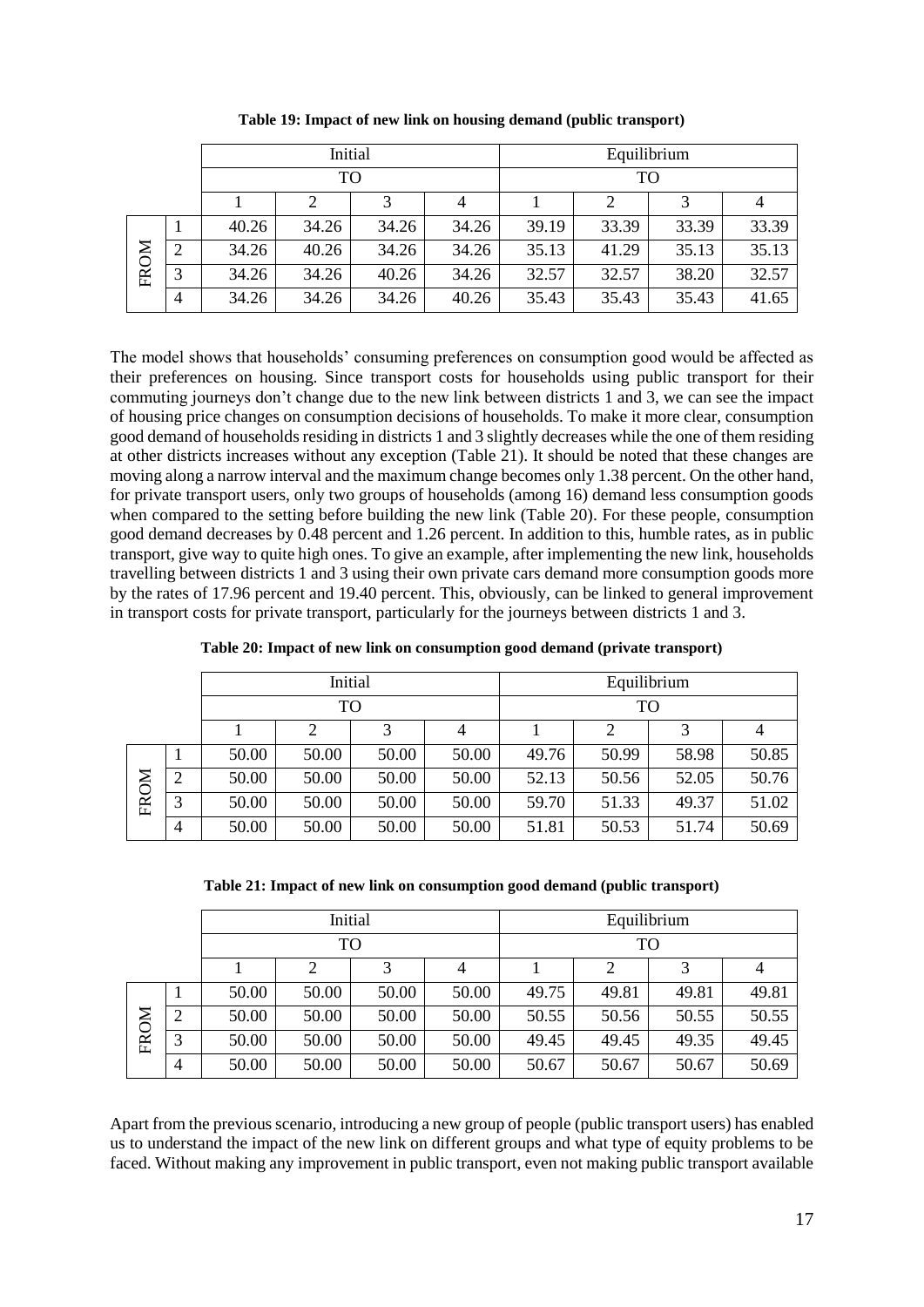**Table 19: Impact of new link on housing demand (public transport)**

| | | Initial | | | | Equilibrium | | | |
|---|---|---|---|---|---|---|---|---|---|
| | | TO | | | | TO | | | |
| | | 1 | 2 | 3 | 4 | 1 | 2 | 3 | 4 |
| FROM | 1 | 40.26 | 34.26 | 34.26 | 34.26 | 39.19 | 33.39 | 33.39 | 33.39 |
| | 2 | 34.26 | 40.26 | 34.26 | 34.26 | 35.13 | 41.29 | 35.13 | 35.13 |
| | 3 | 34.26 | 34.26 | 40.26 | 34.26 | 32.57 | 32.57 | 38.20 | 32.57 |
| | 4 | 34.26 | 34.26 | 34.26 | 40.26 | 35.43 | 35.43 | 35.43 | 41.65 |

The model shows that households' consuming preferences on consumption good would be affected as their preferences on housing. Since transport costs for households using public transport for their commuting journeys don't change due to the new link between districts 1 and 3, we can see the impact of housing price changes on consumption decisions of households. To make it more clear, consumption good demand of households residing in districts 1 and 3 slightly decreases while the one of them residing at other districts increases without any exception (Table 21). It should be noted that these changes are moving along a narrow interval and the maximum change becomes only 1.38 percent. On the other hand, for private transport users, only two groups of households (among 16) demand less consumption goods when compared to the setting before building the new link (Table 20). For these people, consumption good demand decreases by 0.48 percent and 1.26 percent. In addition to this, humble rates, as in public transport, give way to quite high ones. To give an example, after implementing the new link, households travelling between districts 1 and 3 using their own private cars demand more consumption goods more by the rates of 17.96 percent and 19.40 percent. This, obviously, can be linked to general improvement in transport costs for private transport, particularly for the journeys between districts 1 and 3.

**Table 20: Impact of new link on consumption good demand (private transport)**

| | | Initial | | | | Equilibrium | | | |
|---|---|---|---|---|---|---|---|---|---|
| | | TO | | | | TO | | | |
| | | 1 | 2 | 3 | 4 | 1 | 2 | 3 | 4 |
| FROM | 1 | 50.00 | 50.00 | 50.00 | 50.00 | 49.76 | 50.99 | 58.98 | 50.85 |
| | 2 | 50.00 | 50.00 | 50.00 | 50.00 | 52.13 | 50.56 | 52.05 | 50.76 |
| | 3 | 50.00 | 50.00 | 50.00 | 50.00 | 59.70 | 51.33 | 49.37 | 51.02 |
| | 4 | 50.00 | 50.00 | 50.00 | 50.00 | 51.81 | 50.53 | 51.74 | 50.69 |

**Table 21: Impact of new link on consumption good demand (public transport)**

| | | Initial | | | | Equilibrium | | | |
|---|---|---|---|---|---|---|---|---|---|
| | | TO | | | | TO | | | |
| | | 1 | 2 | 3 | 4 | 1 | 2 | 3 | 4 |
| FROM | 1 | 50.00 | 50.00 | 50.00 | 50.00 | 49.75 | 49.81 | 49.81 | 49.81 |
| | 2 | 50.00 | 50.00 | 50.00 | 50.00 | 50.55 | 50.56 | 50.55 | 50.55 |
| | 3 | 50.00 | 50.00 | 50.00 | 50.00 | 49.45 | 49.45 | 49.35 | 49.45 |
| | 4 | 50.00 | 50.00 | 50.00 | 50.00 | 50.67 | 50.67 | 50.67 | 50.69 |

Apart from the previous scenario, introducing a new group of people (public transport users) has enabled us to understand the impact of the new link on different groups and what type of equity problems to be faced. Without making any improvement in public transport, even not making public transport available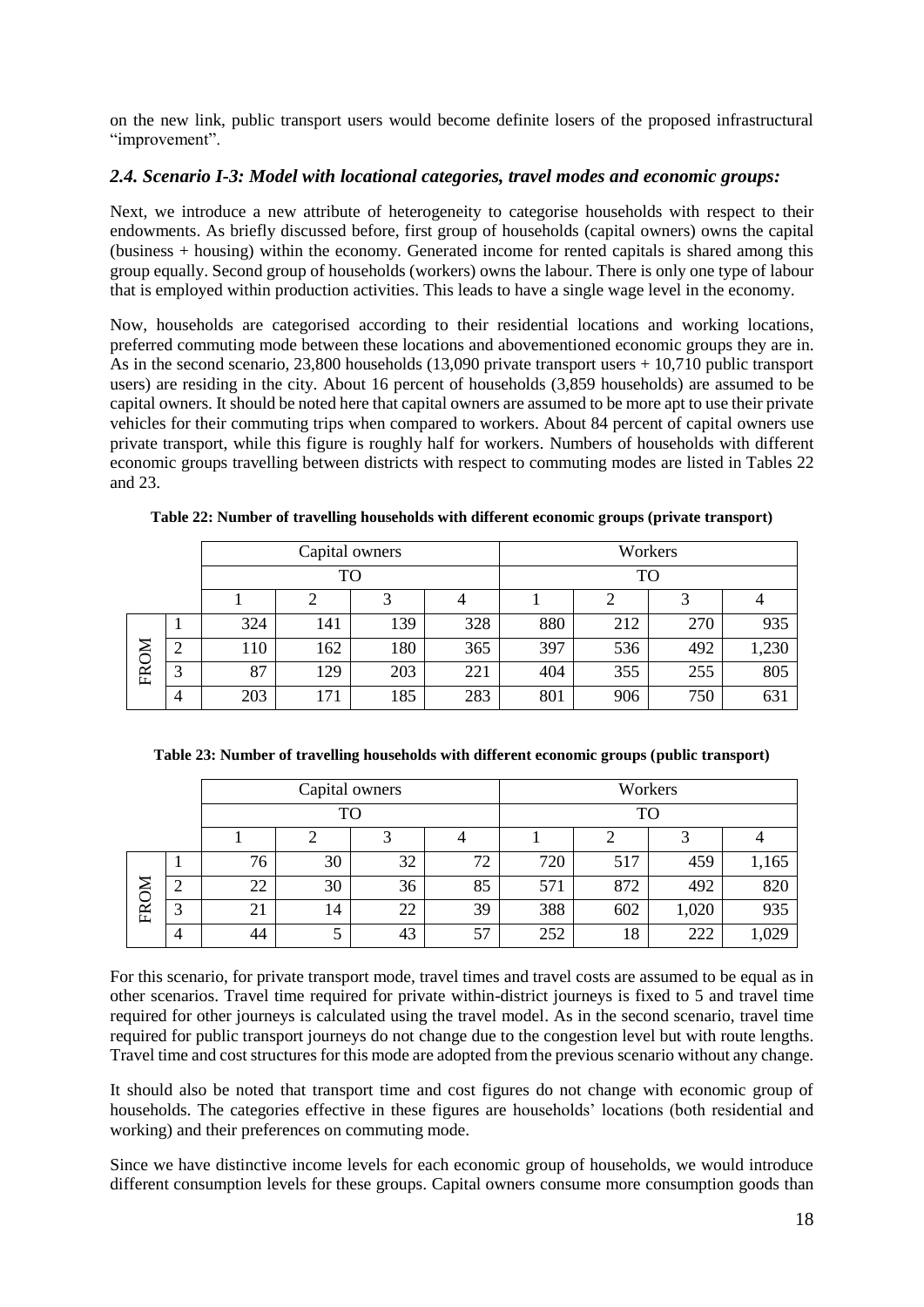on the new link, public transport users would become definite losers of the proposed infrastructural "improvement".

### *2.4. Scenario I-3: Model with locational categories, travel modes and economic groups:*

Next, we introduce a new attribute of heterogeneity to categorise households with respect to their endowments. As briefly discussed before, first group of households (capital owners) owns the capital (business + housing) within the economy. Generated income for rented capitals is shared among this group equally. Second group of households (workers) owns the labour. There is only one type of labour that is employed within production activities. This leads to have a single wage level in the economy.

Now, households are categorised according to their residential locations and working locations, preferred commuting mode between these locations and abovementioned economic groups they are in. As in the second scenario, 23,800 households (13,090 private transport users + 10,710 public transport users) are residing in the city. About 16 percent of households (3,859 households) are assumed to be capital owners. It should be noted here that capital owners are assumed to be more apt to use their private vehicles for their commuting trips when compared to workers. About 84 percent of capital owners use private transport, while this figure is roughly half for workers. Numbers of households with different economic groups travelling between districts with respect to commuting modes are listed in Tables 22 and 23.

**Table 22: Number of travelling households with different economic groups (private transport)**

| | | Capital owners | | | | Workers | | | |
|---|---|---|---|---|---|---|---|---|---|
| | | TO | | | | TO | | | |
| | | 1 | 2 | 3 | 4 | 1 | 2 | 3 | 4 |
| FROM | 1 | 324 | 141 | 139 | 328 | 880 | 212 | 270 | 935 |
| | 2 | 110 | 162 | 180 | 365 | 397 | 536 | 492 | 1,230 |
| | 3 | 87 | 129 | 203 | 221 | 404 | 355 | 255 | 805 |
| | 4 | 203 | 171 | 185 | 283 | 801 | 906 | 750 | 631 |

**Table 23: Number of travelling households with different economic groups (public transport)**

| | | Capital owners | | | | Workers | | | |
|---|---|---|---|---|---|---|---|---|---|
| | | TO | | | | TO | | | |
| | | 1 | 2 | 3 | 4 | 1 | 2 | 3 | 4 |
| FROM | 1 | 76 | 30 | 32 | 72 | 720 | 517 | 459 | 1,165 |
| | 2 | 22 | 30 | 36 | 85 | 571 | 872 | 492 | 820 |
| | 3 | 21 | 14 | 22 | 39 | 388 | 602 | 1,020 | 935 |
| | 4 | 44 | 5 | 43 | 57 | 252 | 18 | 222 | 1,029 |

For this scenario, for private transport mode, travel times and travel costs are assumed to be equal as in other scenarios. Travel time required for private within-district journeys is fixed to 5 and travel time required for other journeys is calculated using the travel model. As in the second scenario, travel time required for public transport journeys do not change due to the congestion level but with route lengths. Travel time and cost structures for this mode are adopted from the previous scenario without any change.

It should also be noted that transport time and cost figures do not change with economic group of households. The categories effective in these figures are households' locations (both residential and working) and their preferences on commuting mode.

Since we have distinctive income levels for each economic group of households, we would introduce different consumption levels for these groups. Capital owners consume more consumption goods than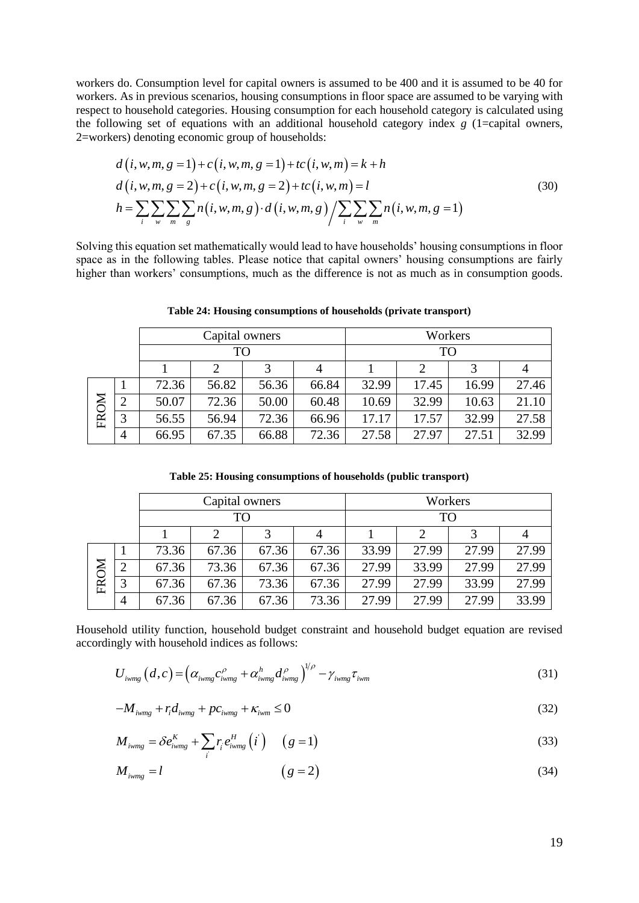workers do. Consumption level for capital owners is assumed to be 400 and it is assumed to be 40 for workers. As in previous scenarios, housing consumptions in floor space are assumed to be varying with respect to household categories. Housing consumption for each household category is calculated using the following set of equations with an additional household category index $g$ (1=capital owners, 2=workers) denoting economic group of households:

$$
\begin{aligned}
&d(i,w,m,g=1)+c(i,w,m,g=1)+tc(i,w,m)=k+h \\
&d(i,w,m,g=2)+c(i,w,m,g=2)+tc(i,w,m)=l \\
&h=\sum_i\sum_w\sum_m\sum_g n(i,w,m,g)\cdot d(i,w,m,g)\Big/\sum_i\sum_w\sum_m n(i,w,m,g=1)
\end{aligned}
\tag{30}
$$

Solving this equation set mathematically would lead to have households' housing consumptions in floor space as in the following tables. Please notice that capital owners' housing consumptions are fairly higher than workers' consumptions, much as the difference is not as much as in consumption goods.

**Table 24: Housing consumptions of households (private transport)**

| | | Capital owners | | | | Workers | | | |
|---|---|---|---|---|---|---|---|---|---|
| | | TO | | | | TO | | | |
| | | 1 | 2 | 3 | 4 | 1 | 2 | 3 | 4 |
| FROM | 1 | 72.36 | 56.82 | 56.36 | 66.84 | 32.99 | 17.45 | 16.99 | 27.46 |
| | 2 | 50.07 | 72.36 | 50.00 | 60.48 | 10.69 | 32.99 | 10.63 | 21.10 |
| | 3 | 56.55 | 56.94 | 72.36 | 66.96 | 17.17 | 17.57 | 32.99 | 27.58 |
| | 4 | 66.95 | 67.35 | 66.88 | 72.36 | 27.58 | 27.97 | 27.51 | 32.99 |

**Table 25: Housing consumptions of households (public transport)**

| | | Capital owners | | | | Workers | | | |
|---|---|---|---|---|---|---|---|---|---|
| | | TO | | | | TO | | | |
| | | 1 | 2 | 3 | 4 | 1 | 2 | 3 | 4 |
| FROM | 1 | 73.36 | 67.36 | 67.36 | 67.36 | 33.99 | 27.99 | 27.99 | 27.99 |
| | 2 | 67.36 | 73.36 | 67.36 | 67.36 | 27.99 | 33.99 | 27.99 | 27.99 |
| | 3 | 67.36 | 67.36 | 73.36 | 67.36 | 27.99 | 27.99 | 33.99 | 27.99 |
| | 4 | 67.36 | 67.36 | 67.36 | 73.36 | 27.99 | 27.99 | 27.99 | 33.99 |

Household utility function, household budget constraint and household budget equation are revised accordingly with household indices as follows:

$$U_{iwmg}(d,c)=\left(\alpha_{iwmg}c_{iwmg}^{\rho}+\alpha_{iwmg}^{h}d_{iwmg}^{\rho}\right)^{1/\rho}-\gamma_{iwmg}\tau_{iwm} \tag{31}$$

$$-M_{iwmg}+r_i d_{iwmg}+pc_{iwmg}+\kappa_{iwm}\le 0 \tag{32}$$

$$M_{iwmg}=\delta e_{iwmg}^{K}+\sum_{i'}r_{i'}e_{iwmg}^{H}\left(i'\right)\qquad (g=1) \tag{33}$$

$$M_{iwmg}=l\qquad (g=2) \tag{34}$$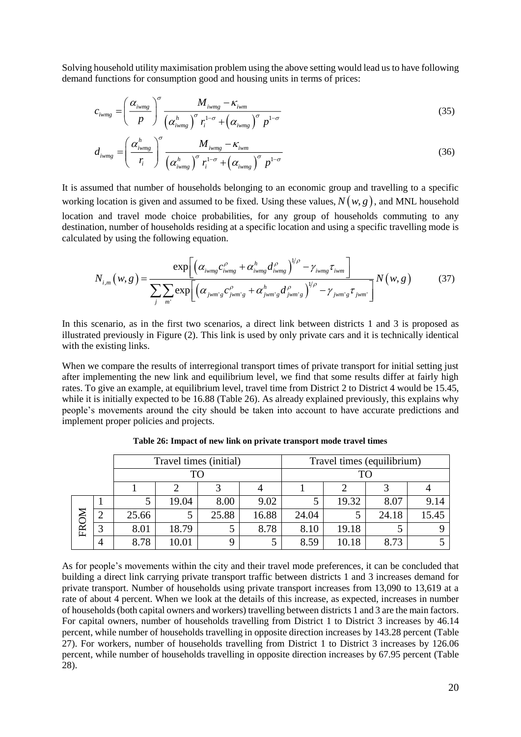Solving household utility maximisation problem using the above setting would lead us to have following demand functions for consumption good and housing units in terms of prices:

$$c_{iwmg} = \left(\frac{\alpha_{iwmg}}{p}\right)^{\sigma} \frac{M_{iwmg} - \kappa_{iwm}}{\left(\alpha_{iwmg}^{h}\right)^{\sigma} r_i^{1-\sigma} + \left(\alpha_{iwmg}\right)^{\sigma} p^{1-\sigma}} \tag{35}$$

$$d_{iwmg} = \left(\frac{\alpha_{iwmg}^{h}}{r_i}\right)^{\sigma} \frac{M_{iwmg} - \kappa_{iwm}}{\left(\alpha_{iwmg}^{h}\right)^{\sigma} r_i^{1-\sigma} + \left(\alpha_{iwmg}\right)^{\sigma} p^{1-\sigma}} \tag{36}$$

It is assumed that number of households belonging to an economic group and travelling to a specific working location is given and assumed to be fixed. Using these values, $N(w,g)$, and MNL household location and travel mode choice probabilities, for any group of households commuting to any destination, number of households residing at a specific location and using a specific travelling mode is calculated by using the following equation.

$$N_{i,m}(w,g) = \frac{\exp\left[\left(\alpha_{iwmg} c_{iwmg}^{\rho} + \alpha_{iwmg}^{h} d_{iwmg}^{\rho}\right)^{1/\rho} - \gamma_{iwmg}\tau_{iwm}\right]}{\sum_{j}\sum_{m'}\exp\left[\left(\alpha_{jwm'g} c_{jwm'g}^{\rho} + \alpha_{jwm'g}^{h} d_{jwm'g}^{\rho}\right)^{1/\rho} - \gamma_{jwm'g}\tau_{jwm'}\right]} N(w,g) \tag{37}$$

In this scenario, as in the first two scenarios, a direct link between districts 1 and 3 is proposed as illustrated previously in Figure (2). This link is used by only private cars and it is technically identical with the existing links.

When we compare the results of interregional transport times of private transport for initial setting just after implementing the new link and equilibrium level, we find that some results differ at fairly high rates. To give an example, at equilibrium level, travel time from District 2 to District 4 would be 15.45, while it is initially expected to be 16.88 (Table 26). As already explained previously, this explains why people's movements around the city should be taken into account to have accurate predictions and implement proper policies and projects.

**Table 26: Impact of new link on private transport mode travel times**

| | | Travel times (initial) | | | | Travel times (equilibrium) | | | |
|---|---|---|---|---|---|---|---|---|---|
| | | TO | | | | TO | | | |
| | | 1 | 2 | 3 | 4 | 1 | 2 | 3 | 4 |
| FROM | 1 | 5 | 19.04 | 8.00 | 9.02 | 5 | 19.32 | 8.07 | 9.14 |
| | 2 | 25.66 | 5 | 25.88 | 16.88 | 24.04 | 5 | 24.18 | 15.45 |
| | 3 | 8.01 | 18.79 | 5 | 8.78 | 8.10 | 19.18 | 5 | 9 |
| | 4 | 8.78 | 10.01 | 9 | 5 | 8.59 | 10.18 | 8.73 | 5 |

As for people's movements within the city and their travel mode preferences, it can be concluded that building a direct link carrying private transport traffic between districts 1 and 3 increases demand for private transport. Number of households using private transport increases from 13,090 to 13,619 at a rate of about 4 percent. When we look at the details of this increase, as expected, increases in number of households (both capital owners and workers) travelling between districts 1 and 3 are the main factors. For capital owners, number of households travelling from District 1 to District 3 increases by 46.14 percent, while number of households travelling in opposite direction increases by 143.28 percent (Table 27). For workers, number of households travelling from District 1 to District 3 increases by 126.06 percent, while number of households travelling in opposite direction increases by 67.95 percent (Table 28).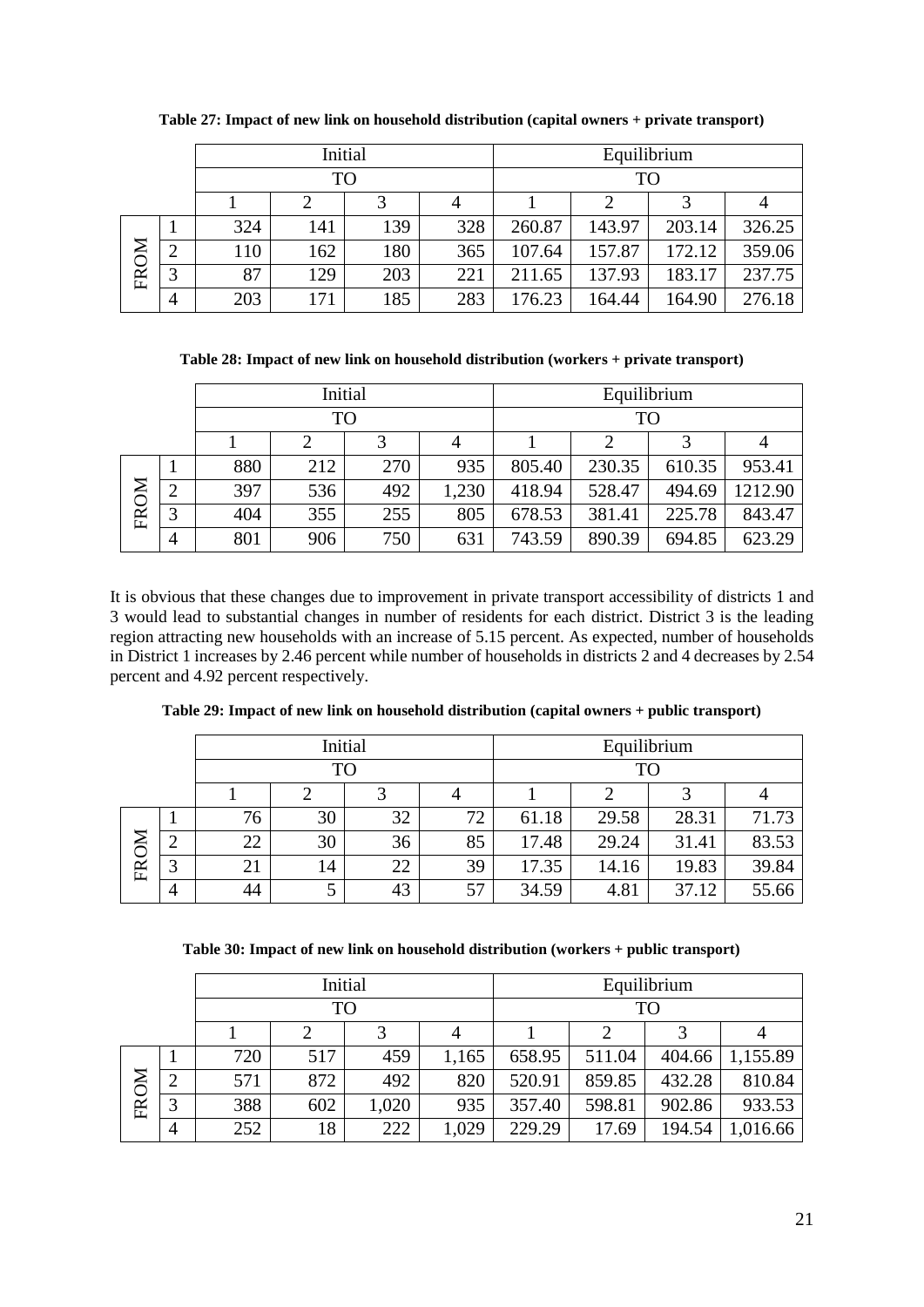**Table 27: Impact of new link on household distribution (capital owners + private transport)**

| | | Initial | | | | Equilibrium | | | |
|---|---|---|---|---|---|---|---|---|---|
| | | TO | | | | TO | | | |
| | | 1 | 2 | 3 | 4 | 1 | 2 | 3 | 4 |
| FROM | 1 | 324 | 141 | 139 | 328 | 260.87 | 143.97 | 203.14 | 326.25 |
| | 2 | 110 | 162 | 180 | 365 | 107.64 | 157.87 | 172.12 | 359.06 |
| | 3 | 87 | 129 | 203 | 221 | 211.65 | 137.93 | 183.17 | 237.75 |
| | 4 | 203 | 171 | 185 | 283 | 176.23 | 164.44 | 164.90 | 276.18 |

**Table 28: Impact of new link on household distribution (workers + private transport)**

| | | Initial | | | | Equilibrium | | | |
|---|---|---|---|---|---|---|---|---|---|
| | | TO | | | | TO | | | |
| | | 1 | 2 | 3 | 4 | 1 | 2 | 3 | 4 |
| FROM | 1 | 880 | 212 | 270 | 935 | 805.40 | 230.35 | 610.35 | 953.41 |
| | 2 | 397 | 536 | 492 | 1,230 | 418.94 | 528.47 | 494.69 | 1212.90 |
| | 3 | 404 | 355 | 255 | 805 | 678.53 | 381.41 | 225.78 | 843.47 |
| | 4 | 801 | 906 | 750 | 631 | 743.59 | 890.39 | 694.85 | 623.29 |

It is obvious that these changes due to improvement in private transport accessibility of districts 1 and 3 would lead to substantial changes in number of residents for each district. District 3 is the leading region attracting new households with an increase of 5.15 percent. As expected, number of households in District 1 increases by 2.46 percent while number of households in districts 2 and 4 decreases by 2.54 percent and 4.92 percent respectively.

**Table 29: Impact of new link on household distribution (capital owners + public transport)**

| | | Initial | | | | Equilibrium | | | |
|---|---|---|---|---|---|---|---|---|---|
| | | TO | | | | TO | | | |
| | | 1 | 2 | 3 | 4 | 1 | 2 | 3 | 4 |
| FROM | 1 | 76 | 30 | 32 | 72 | 61.18 | 29.58 | 28.31 | 71.73 |
| | 2 | 22 | 30 | 36 | 85 | 17.48 | 29.24 | 31.41 | 83.53 |
| | 3 | 21 | 14 | 22 | 39 | 17.35 | 14.16 | 19.83 | 39.84 |
| | 4 | 44 | 5 | 43 | 57 | 34.59 | 4.81 | 37.12 | 55.66 |

**Table 30: Impact of new link on household distribution (workers + public transport)**

| | | Initial | | | | Equilibrium | | | |
|---|---|---|---|---|---|---|---|---|---|
| | | TO | | | | TO | | | |
| | | 1 | 2 | 3 | 4 | 1 | 2 | 3 | 4 |
| FROM | 1 | 720 | 517 | 459 | 1,165 | 658.95 | 511.04 | 404.66 | 1,155.89 |
| | 2 | 571 | 872 | 492 | 820 | 520.91 | 859.85 | 432.28 | 810.84 |
| | 3 | 388 | 602 | 1,020 | 935 | 357.40 | 598.81 | 902.86 | 933.53 |
| | 4 | 252 | 18 | 222 | 1,029 | 229.29 | 17.69 | 194.54 | 1,016.66 |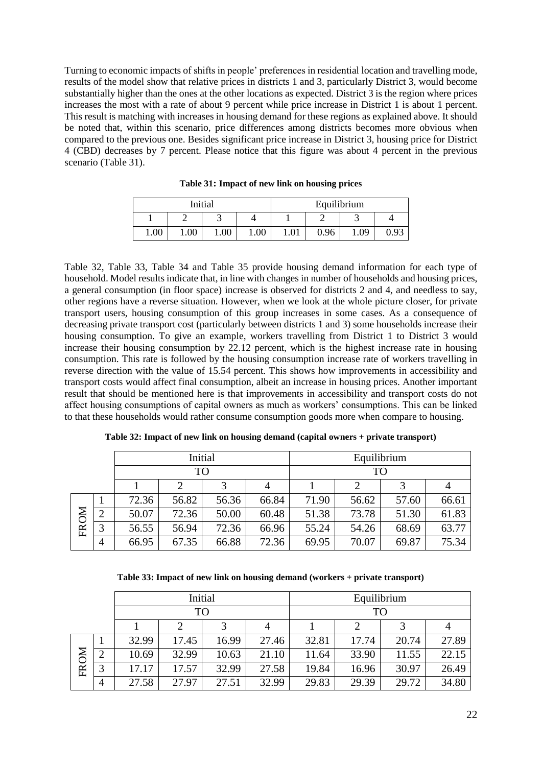Turning to economic impacts of shifts in people' preferences in residential location and travelling mode, results of the model show that relative prices in districts 1 and 3, particularly District 3, would become substantially higher than the ones at the other locations as expected. District 3 is the region where prices increases the most with a rate of about 9 percent while price increase in District 1 is about 1 percent. This result is matching with increases in housing demand for these regions as explained above. It should be noted that, within this scenario, price differences among districts becomes more obvious when compared to the previous one. Besides significant price increase in District 3, housing price for District 4 (CBD) decreases by 7 percent. Please notice that this figure was about 4 percent in the previous scenario (Table 31).

**Table 31: Impact of new link on housing prices**

| Initial | | | | Equilibrium | | | |
|---|---|---|---|---|---|---|---|
| 1 | 2 | 3 | 4 | 1 | 2 | 3 | 4 |
| 1.00 | 1.00 | 1.00 | 1.00 | 1.01 | 0.96 | 1.09 | 0.93 |

Table 32, Table 33, Table 34 and Table 35 provide housing demand information for each type of household. Model results indicate that, in line with changes in number of households and housing prices, a general consumption (in floor space) increase is observed for districts 2 and 4, and needless to say, other regions have a reverse situation. However, when we look at the whole picture closer, for private transport users, housing consumption of this group increases in some cases. As a consequence of decreasing private transport cost (particularly between districts 1 and 3) some households increase their housing consumption. To give an example, workers travelling from District 1 to District 3 would increase their housing consumption by 22.12 percent, which is the highest increase rate in housing consumption. This rate is followed by the housing consumption increase rate of workers travelling in reverse direction with the value of 15.54 percent. This shows how improvements in accessibility and transport costs would affect final consumption, albeit an increase in housing prices. Another important result that should be mentioned here is that improvements in accessibility and transport costs do not affect housing consumptions of capital owners as much as workers' consumptions. This can be linked to that these households would rather consume consumption goods more when compare to housing.

**Table 32: Impact of new link on housing demand (capital owners + private transport)**

| | | Initial | | | | Equilibrium | | | |
|---|---|---|---|---|---|---|---|---|---|
| | | TO | | | | TO | | | |
| | | 1 | 2 | 3 | 4 | 1 | 2 | 3 | 4 |
| FROM | 1 | 72.36 | 56.82 | 56.36 | 66.84 | 71.90 | 56.62 | 57.60 | 66.61 |
| | 2 | 50.07 | 72.36 | 50.00 | 60.48 | 51.38 | 73.78 | 51.30 | 61.83 |
| | 3 | 56.55 | 56.94 | 72.36 | 66.96 | 55.24 | 54.26 | 68.69 | 63.77 |
| | 4 | 66.95 | 67.35 | 66.88 | 72.36 | 69.95 | 70.07 | 69.87 | 75.34 |

**Table 33: Impact of new link on housing demand (workers + private transport)**

| | | Initial | | | | Equilibrium | | | |
|---|---|---|---|---|---|---|---|---|---|
| | | TO | | | | TO | | | |
| | | 1 | 2 | 3 | 4 | 1 | 2 | 3 | 4 |
| FROM | 1 | 32.99 | 17.45 | 16.99 | 27.46 | 32.81 | 17.74 | 20.74 | 27.89 |
| | 2 | 10.69 | 32.99 | 10.63 | 21.10 | 11.64 | 33.90 | 11.55 | 22.15 |
| | 3 | 17.17 | 17.57 | 32.99 | 27.58 | 19.84 | 16.96 | 30.97 | 26.49 |
| | 4 | 27.58 | 27.97 | 27.51 | 32.99 | 29.83 | 29.39 | 29.72 | 34.80 |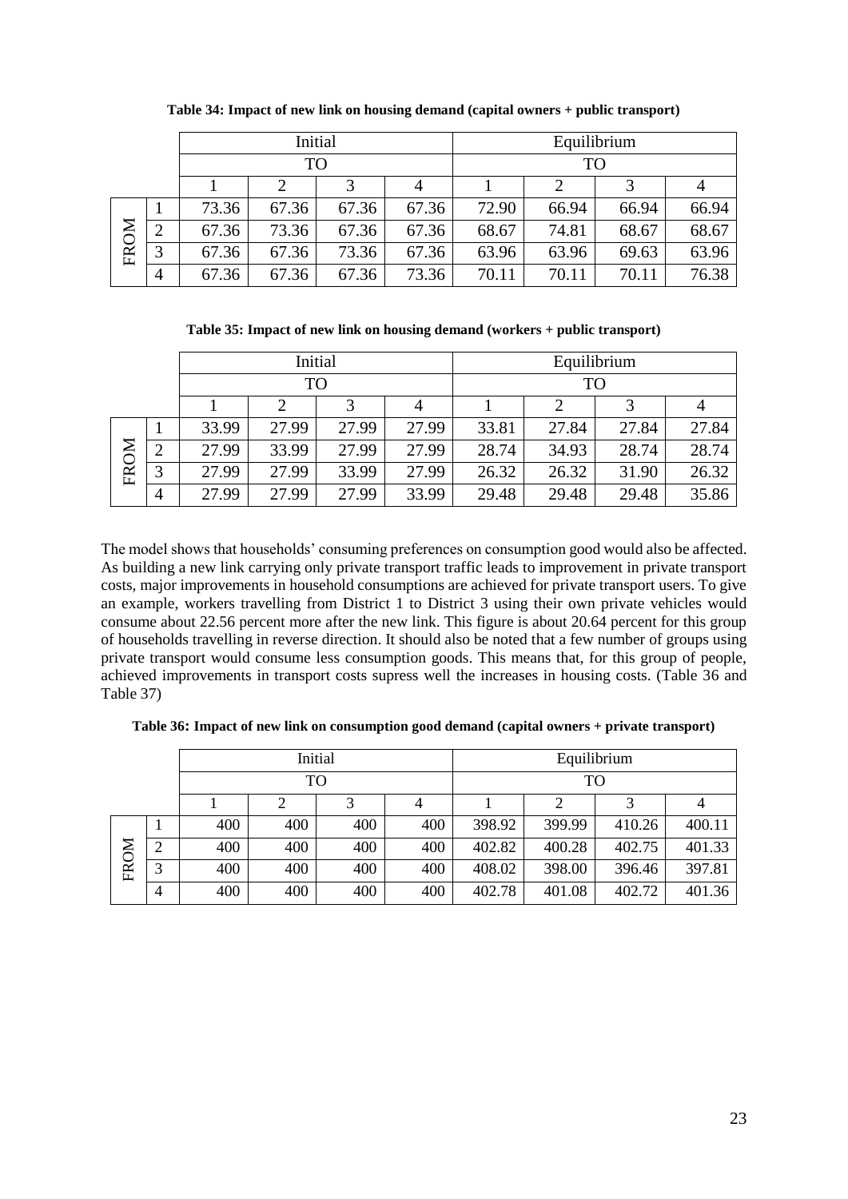**Table 34: Impact of new link on housing demand (capital owners + public transport)**

| | | Initial | | | | Equilibrium | | | |
|---|---|---|---|---|---|---|---|---|---|
| | | TO | | | | TO | | | |
| | | 1 | 2 | 3 | 4 | 1 | 2 | 3 | 4 |
| FROM | 1 | 73.36 | 67.36 | 67.36 | 67.36 | 72.90 | 66.94 | 66.94 | 66.94 |
| | 2 | 67.36 | 73.36 | 67.36 | 67.36 | 68.67 | 74.81 | 68.67 | 68.67 |
| | 3 | 67.36 | 67.36 | 73.36 | 67.36 | 63.96 | 63.96 | 69.63 | 63.96 |
| | 4 | 67.36 | 67.36 | 67.36 | 73.36 | 70.11 | 70.11 | 70.11 | 76.38 |

**Table 35: Impact of new link on housing demand (workers + public transport)**

| | | Initial | | | | Equilibrium | | | |
|---|---|---|---|---|---|---|---|---|---|
| | | TO | | | | TO | | | |
| | | 1 | 2 | 3 | 4 | 1 | 2 | 3 | 4 |
| FROM | 1 | 33.99 | 27.99 | 27.99 | 27.99 | 33.81 | 27.84 | 27.84 | 27.84 |
| | 2 | 27.99 | 33.99 | 27.99 | 27.99 | 28.74 | 34.93 | 28.74 | 28.74 |
| | 3 | 27.99 | 27.99 | 33.99 | 27.99 | 26.32 | 26.32 | 31.90 | 26.32 |
| | 4 | 27.99 | 27.99 | 27.99 | 33.99 | 29.48 | 29.48 | 29.48 | 35.86 |

The model shows that households' consuming preferences on consumption good would also be affected. As building a new link carrying only private transport traffic leads to improvement in private transport costs, major improvements in household consumptions are achieved for private transport users. To give an example, workers travelling from District 1 to District 3 using their own private vehicles would consume about 22.56 percent more after the new link. This figure is about 20.64 percent for this group of households travelling in reverse direction. It should also be noted that a few number of groups using private transport would consume less consumption goods. This means that, for this group of people, achieved improvements in transport costs supress well the increases in housing costs. (Table 36 and Table 37)

**Table 36: Impact of new link on consumption good demand (capital owners + private transport)**

| | | Initial | | | | Equilibrium | | | |
|---|---|---|---|---|---|---|---|---|---|
| | | TO | | | | TO | | | |
| | | 1 | 2 | 3 | 4 | 1 | 2 | 3 | 4 |
| FROM | 1 | 400 | 400 | 400 | 400 | 398.92 | 399.99 | 410.26 | 400.11 |
| | 2 | 400 | 400 | 400 | 400 | 402.82 | 400.28 | 402.75 | 401.33 |
| | 3 | 400 | 400 | 400 | 400 | 408.02 | 398.00 | 396.46 | 397.81 |
| | 4 | 400 | 400 | 400 | 400 | 402.78 | 401.08 | 402.72 | 401.36 |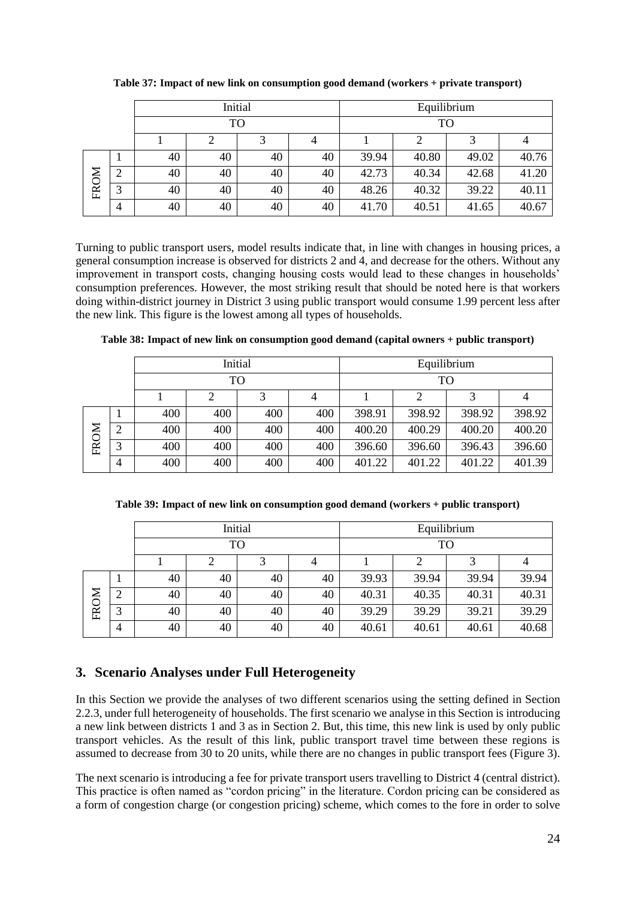**Table 37: Impact of new link on consumption good demand (workers + private transport)**

| | | Initial | | | | Equilibrium | | | |
|---|---|---|---|---|---|---|---|---|---|
| | | TO | | | | TO | | | |
| | | 1 | 2 | 3 | 4 | 1 | 2 | 3 | 4 |
| FROM | 1 | 40 | 40 | 40 | 40 | 39.94 | 40.80 | 49.02 | 40.76 |
| | 2 | 40 | 40 | 40 | 40 | 42.73 | 40.34 | 42.68 | 41.20 |
| | 3 | 40 | 40 | 40 | 40 | 48.26 | 40.32 | 39.22 | 40.11 |
| | 4 | 40 | 40 | 40 | 40 | 41.70 | 40.51 | 41.65 | 40.67 |

Turning to public transport users, model results indicate that, in line with changes in housing prices, a general consumption increase is observed for districts 2 and 4, and decrease for the others. Without any improvement in transport costs, changing housing costs would lead to these changes in households' consumption preferences. However, the most striking result that should be noted here is that workers doing within-district journey in District 3 using public transport would consume 1.99 percent less after the new link. This figure is the lowest among all types of households.

**Table 38: Impact of new link on consumption good demand (capital owners + public transport)**

| | | Initial | | | | Equilibrium | | | |
|---|---|---|---|---|---|---|---|---|---|
| | | TO | | | | TO | | | |
| | | 1 | 2 | 3 | 4 | 1 | 2 | 3 | 4 |
| FROM | 1 | 400 | 400 | 400 | 400 | 398.91 | 398.92 | 398.92 | 398.92 |
| | 2 | 400 | 400 | 400 | 400 | 400.20 | 400.29 | 400.20 | 400.20 |
| | 3 | 400 | 400 | 400 | 400 | 396.60 | 396.60 | 396.43 | 396.60 |
| | 4 | 400 | 400 | 400 | 400 | 401.22 | 401.22 | 401.22 | 401.39 |

**Table 39: Impact of new link on consumption good demand (workers + public transport)**

| | | Initial | | | | Equilibrium | | | |
|---|---|---|---|---|---|---|---|---|---|
| | | TO | | | | TO | | | |
| | | 1 | 2 | 3 | 4 | 1 | 2 | 3 | 4 |
| FROM | 1 | 40 | 40 | 40 | 40 | 39.93 | 39.94 | 39.94 | 39.94 |
| | 2 | 40 | 40 | 40 | 40 | 40.31 | 40.35 | 40.31 | 40.31 |
| | 3 | 40 | 40 | 40 | 40 | 39.29 | 39.29 | 39.21 | 39.29 |
| | 4 | 40 | 40 | 40 | 40 | 40.61 | 40.61 | 40.61 | 40.68 |

## 3. Scenario Analyses under Full Heterogeneity

In this Section we provide the analyses of two different scenarios using the setting defined in Section 2.2.3, under full heterogeneity of households. The first scenario we analyse in this Section is introducing a new link between districts 1 and 3 as in Section 2. But, this time, this new link is used by only public transport vehicles. As the result of this link, public transport travel time between these regions is assumed to decrease from 30 to 20 units, while there are no changes in public transport fees (Figure 3).

The next scenario is introducing a fee for private transport users travelling to District 4 (central district). This practice is often named as "cordon pricing" in the literature. Cordon pricing can be considered as a form of congestion charge (or congestion pricing) scheme, which comes to the fore in order to solve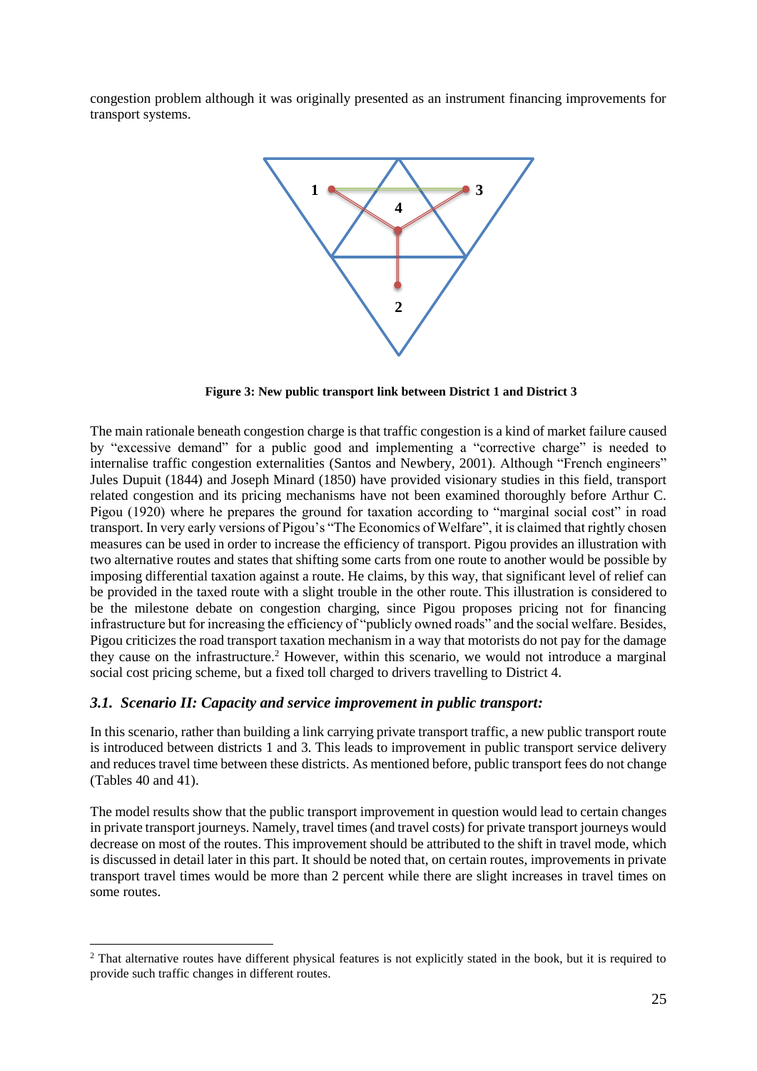congestion problem although it was originally presented as an instrument financing improvements for transport systems.

**Figure 3: New public transport link between District 1 and District 3**

The main rationale beneath congestion charge is that traffic congestion is a kind of market failure caused by "excessive demand" for a public good and implementing a "corrective charge" is needed to internalise traffic congestion externalities (Santos and Newbery, 2001). Although "French engineers" Jules Dupuit (1844) and Joseph Minard (1850) have provided visionary studies in this field, transport related congestion and its pricing mechanisms have not been examined thoroughly before Arthur C. Pigou (1920) where he prepares the ground for taxation according to "marginal social cost" in road transport. In very early versions of Pigou's "The Economics of Welfare", it is claimed that rightly chosen measures can be used in order to increase the efficiency of transport. Pigou provides an illustration with two alternative routes and states that shifting some carts from one route to another would be possible by imposing differential taxation against a route. He claims, by this way, that significant level of relief can be provided in the taxed route with a slight trouble in the other route. This illustration is considered to be the milestone debate on congestion charging, since Pigou proposes pricing not for financing infrastructure but for increasing the efficiency of "publicly owned roads" and the social welfare. Besides, Pigou criticizes the road transport taxation mechanism in a way that motorists do not pay for the damage they cause on the infrastructure.[2] However, within this scenario, we would not introduce a marginal social cost pricing scheme, but a fixed toll charged to drivers travelling to District 4.

### *3.1. Scenario II: Capacity and service improvement in public transport:*

In this scenario, rather than building a link carrying private transport traffic, a new public transport route is introduced between districts 1 and 3. This leads to improvement in public transport service delivery and reduces travel time between these districts. As mentioned before, public transport fees do not change (Tables 40 and 41).

The model results show that the public transport improvement in question would lead to certain changes in private transport journeys. Namely, travel times (and travel costs) for private transport journeys would decrease on most of the routes. This improvement should be attributed to the shift in travel mode, which is discussed in detail later in this part. It should be noted that, on certain routes, improvements in private transport travel times would be more than 2 percent while there are slight increases in travel times on some routes.

---

[2] That alternative routes have different physical features is not explicitly stated in the book, but it is required to provide such traffic changes in different routes.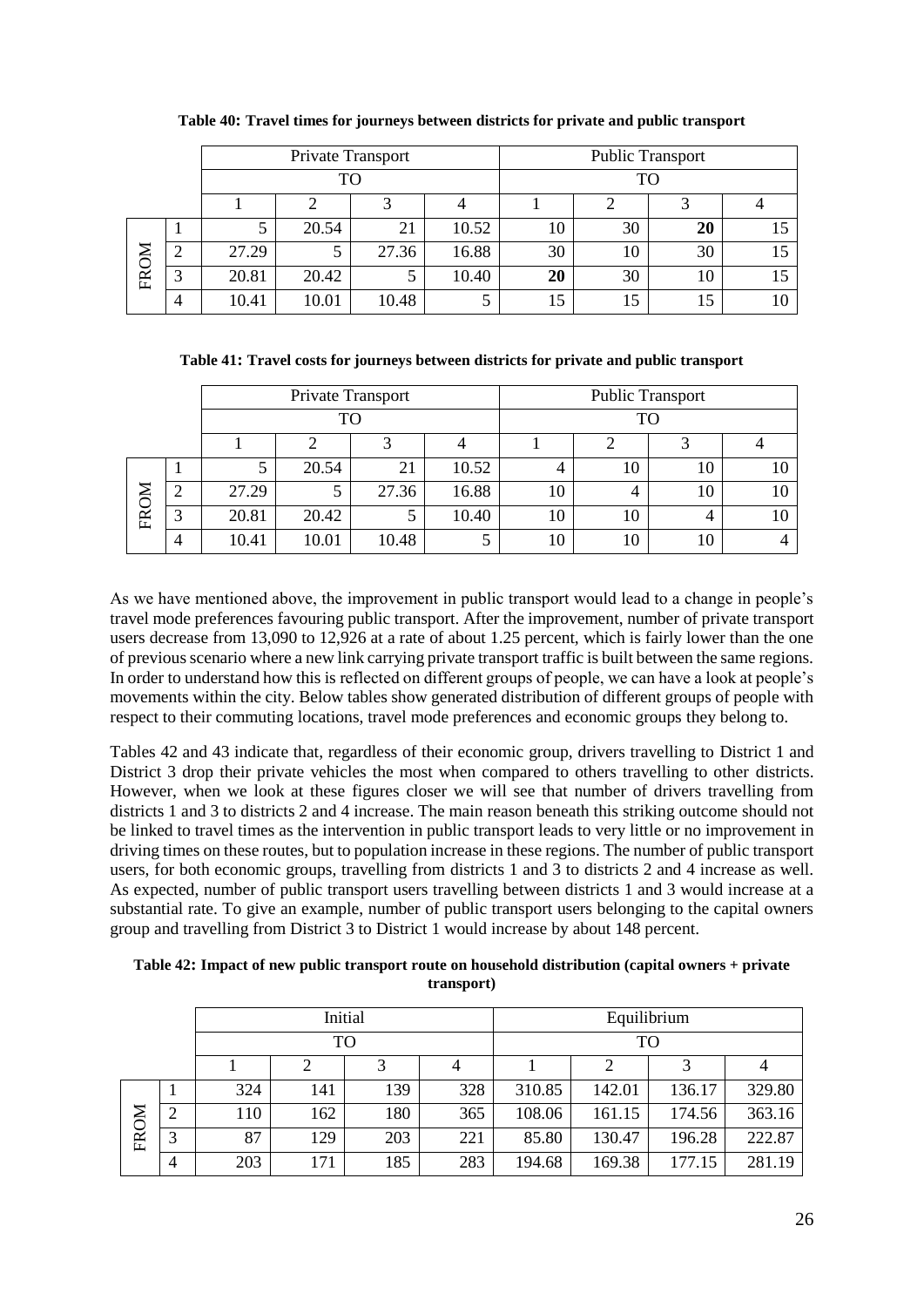**Table 40: Travel times for journeys between districts for private and public transport**

| | | Private Transport | | | | Public Transport | | | |
|---|---|---|---|---|---|---|---|---|---|
| | | TO | | | | TO | | | |
| | | 1 | 2 | 3 | 4 | 1 | 2 | 3 | 4 |
| FROM | 1 | 5 | 20.54 | 21 | 10.52 | 10 | 30 | **20** | 15 |
| | 2 | 27.29 | 5 | 27.36 | 16.88 | 30 | 10 | 30 | 15 |
| | 3 | 20.81 | 20.42 | 5 | 10.40 | **20** | 30 | 10 | 15 |
| | 4 | 10.41 | 10.01 | 10.48 | 5 | 15 | 15 | 15 | 10 |

**Table 41: Travel costs for journeys between districts for private and public transport**

| | | Private Transport | | | | Public Transport | | | |
|---|---|---|---|---|---|---|---|---|---|
| | | TO | | | | TO | | | |
| | | 1 | 2 | 3 | 4 | 1 | 2 | 3 | 4 |
| FROM | 1 | 5 | 20.54 | 21 | 10.52 | 4 | 10 | 10 | 10 |
| | 2 | 27.29 | 5 | 27.36 | 16.88 | 10 | 4 | 10 | 10 |
| | 3 | 20.81 | 20.42 | 5 | 10.40 | 10 | 10 | 4 | 10 |
| | 4 | 10.41 | 10.01 | 10.48 | 5 | 10 | 10 | 10 | 4 |

As we have mentioned above, the improvement in public transport would lead to a change in people's travel mode preferences favouring public transport. After the improvement, number of private transport users decrease from 13,090 to 12,926 at a rate of about 1.25 percent, which is fairly lower than the one of previous scenario where a new link carrying private transport traffic is built between the same regions. In order to understand how this is reflected on different groups of people, we can have a look at people's movements within the city. Below tables show generated distribution of different groups of people with respect to their commuting locations, travel mode preferences and economic groups they belong to.

Tables 42 and 43 indicate that, regardless of their economic group, drivers travelling to District 1 and District 3 drop their private vehicles the most when compared to others travelling to other districts. However, when we look at these figures closer we will see that number of drivers travelling from districts 1 and 3 to districts 2 and 4 increase. The main reason beneath this striking outcome should not be linked to travel times as the intervention in public transport leads to very little or no improvement in driving times on these routes, but to population increase in these regions. The number of public transport users, for both economic groups, travelling from districts 1 and 3 to districts 2 and 4 increase as well. As expected, number of public transport users travelling between districts 1 and 3 would increase at a substantial rate. To give an example, number of public transport users belonging to the capital owners group and travelling from District 3 to District 1 would increase by about 148 percent.

**Table 42: Impact of new public transport route on household distribution (capital owners + private transport)**

| | | Initial | | | | Equilibrium | | | |
|---|---|---|---|---|---|---|---|---|---|
| | | TO | | | | TO | | | |
| | | 1 | 2 | 3 | 4 | 1 | 2 | 3 | 4 |
| FROM | 1 | 324 | 141 | 139 | 328 | 310.85 | 142.01 | 136.17 | 329.80 |
| | 2 | 110 | 162 | 180 | 365 | 108.06 | 161.15 | 174.56 | 363.16 |
| | 3 | 87 | 129 | 203 | 221 | 85.80 | 130.47 | 196.28 | 222.87 |
| | 4 | 203 | 171 | 185 | 283 | 194.68 | 169.38 | 177.15 | 281.19 |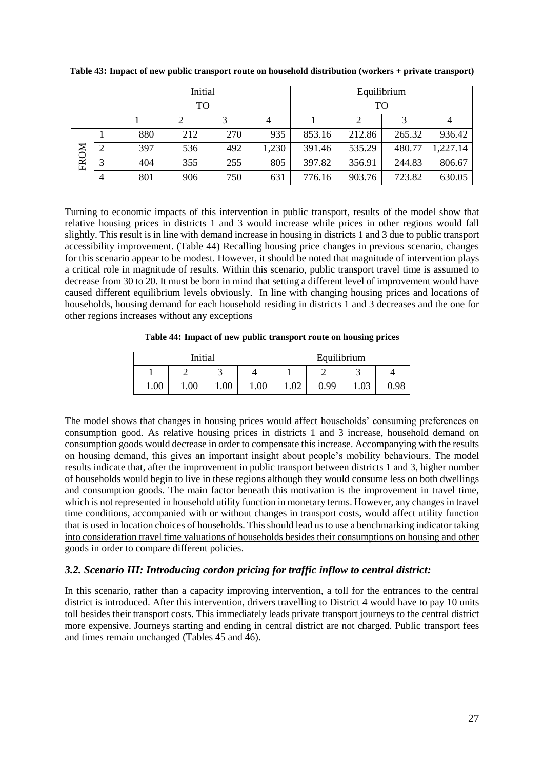**Table 43: Impact of new public transport route on household distribution (workers + private transport)**

| | | Initial | | | | Equilibrium | | | |
|---|---|---|---|---|---|---|---|---|---|
| | | TO | | | | TO | | | |
| | | 1 | 2 | 3 | 4 | 1 | 2 | 3 | 4 |
| FROM | 1 | 880 | 212 | 270 | 935 | 853.16 | 212.86 | 265.32 | 936.42 |
| | 2 | 397 | 536 | 492 | 1,230 | 391.46 | 535.29 | 480.77 | 1,227.14 |
| | 3 | 404 | 355 | 255 | 805 | 397.82 | 356.91 | 244.83 | 806.67 |
| | 4 | 801 | 906 | 750 | 631 | 776.16 | 903.76 | 723.82 | 630.05 |

Turning to economic impacts of this intervention in public transport, results of the model show that relative housing prices in districts 1 and 3 would increase while prices in other regions would fall slightly. This result is in line with demand increase in housing in districts 1 and 3 due to public transport accessibility improvement. (Table 44) Recalling housing price changes in previous scenario, changes for this scenario appear to be modest. However, it should be noted that magnitude of intervention plays a critical role in magnitude of results. Within this scenario, public transport travel time is assumed to decrease from 30 to 20. It must be born in mind that setting a different level of improvement would have caused different equilibrium levels obviously. In line with changing housing prices and locations of households, housing demand for each household residing in districts 1 and 3 decreases and the one for other regions increases without any exceptions

**Table 44: Impact of new public transport route on housing prices**

| Initial | | | | Equilibrium | | | |
|---|---|---|---|---|---|---|---|
| 1 | 2 | 3 | 4 | 1 | 2 | 3 | 4 |
| 1.00 | 1.00 | 1.00 | 1.00 | 1.02 | 0.99 | 1.03 | 0.98 |

The model shows that changes in housing prices would affect households' consuming preferences on consumption good. As relative housing prices in districts 1 and 3 increase, household demand on consumption goods would decrease in order to compensate this increase. Accompanying with the results on housing demand, this gives an important insight about people's mobility behaviours. The model results indicate that, after the improvement in public transport between districts 1 and 3, higher number of households would begin to live in these regions although they would consume less on both dwellings and consumption goods. The main factor beneath this motivation is the improvement in travel time, which is not represented in household utility function in monetary terms. However, any changes in travel time conditions, accompanied with or without changes in transport costs, would affect utility function that is used in location choices of households. <u>This should lead us to use a benchmarking indicator taking into consideration travel time valuations of households besides their consumptions on housing and other goods in order to compare different policies.</u>

### *3.2. Scenario III: Introducing cordon pricing for traffic inflow to central district:*

In this scenario, rather than a capacity improving intervention, a toll for the entrances to the central district is introduced. After this intervention, drivers travelling to District 4 would have to pay 10 units toll besides their transport costs. This immediately leads private transport journeys to the central district more expensive. Journeys starting and ending in central district are not charged. Public transport fees and times remain unchanged (Tables 45 and 46).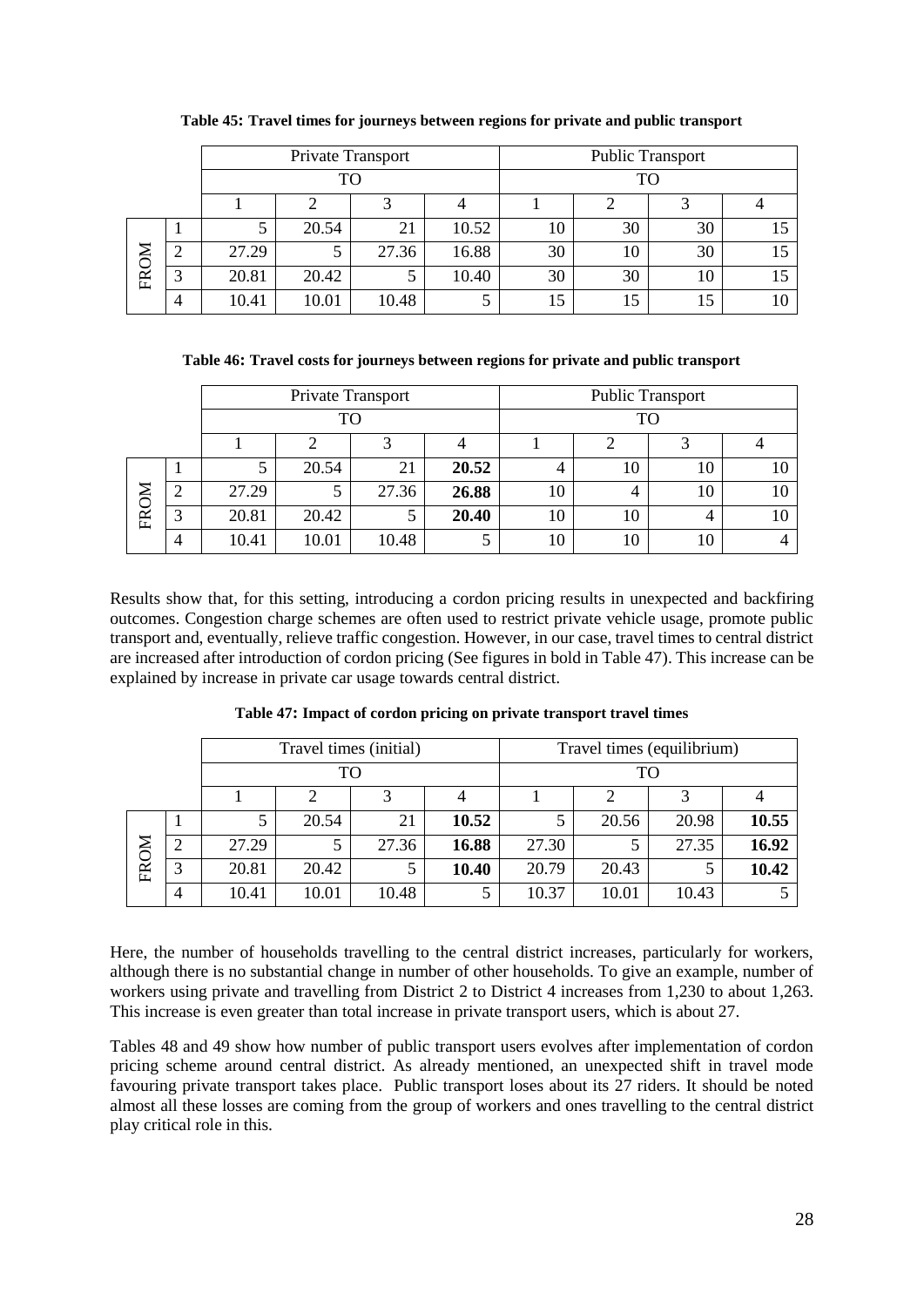**Table 45: Travel times for journeys between regions for private and public transport**

| | | Private Transport | | | | Public Transport | | | |
|---|---|---|---|---|---|---|---|---|---|
| | | TO | | | | TO | | | |
| | | 1 | 2 | 3 | 4 | 1 | 2 | 3 | 4 |
| FROM | 1 | 5 | 20.54 | 21 | 10.52 | 10 | 30 | 30 | 15 |
| | 2 | 27.29 | 5 | 27.36 | 16.88 | 30 | 10 | 30 | 15 |
| | 3 | 20.81 | 20.42 | 5 | 10.40 | 30 | 30 | 10 | 15 |
| | 4 | 10.41 | 10.01 | 10.48 | 5 | 15 | 15 | 15 | 10 |

**Table 46: Travel costs for journeys between regions for private and public transport**

| | | Private Transport | | | | Public Transport | | | |
|---|---|---|---|---|---|---|---|---|---|
| | | TO | | | | TO | | | |
| | | 1 | 2 | 3 | 4 | 1 | 2 | 3 | 4 |
| FROM | 1 | 5 | 20.54 | 21 | **20.52** | 4 | 10 | 10 | 10 |
| | 2 | 27.29 | 5 | 27.36 | **26.88** | 10 | 4 | 10 | 10 |
| | 3 | 20.81 | 20.42 | 5 | **20.40** | 10 | 10 | 4 | 10 |
| | 4 | 10.41 | 10.01 | 10.48 | 5 | 10 | 10 | 10 | 4 |

Results show that, for this setting, introducing a cordon pricing results in unexpected and backfiring outcomes. Congestion charge schemes are often used to restrict private vehicle usage, promote public transport and, eventually, relieve traffic congestion. However, in our case, travel times to central district are increased after introduction of cordon pricing (See figures in bold in Table 47). This increase can be explained by increase in private car usage towards central district.

**Table 47: Impact of cordon pricing on private transport travel times**

| | | Travel times (initial) | | | | Travel times (equilibrium) | | | |
|---|---|---|---|---|---|---|---|---|---|
| | | TO | | | | TO | | | |
| | | 1 | 2 | 3 | 4 | 1 | 2 | 3 | 4 |
| FROM | 1 | 5 | 20.54 | 21 | **10.52** | 5 | 20.56 | 20.98 | **10.55** |
| | 2 | 27.29 | 5 | 27.36 | **16.88** | 27.30 | 5 | 27.35 | **16.92** |
| | 3 | 20.81 | 20.42 | 5 | **10.40** | 20.79 | 20.43 | 5 | **10.42** |
| | 4 | 10.41 | 10.01 | 10.48 | 5 | 10.37 | 10.01 | 10.43 | 5 |

Here, the number of households travelling to the central district increases, particularly for workers, although there is no substantial change in number of other households. To give an example, number of workers using private and travelling from District 2 to District 4 increases from 1,230 to about 1,263. This increase is even greater than total increase in private transport users, which is about 27.

Tables 48 and 49 show how number of public transport users evolves after implementation of cordon pricing scheme around central district. As already mentioned, an unexpected shift in travel mode favouring private transport takes place. Public transport loses about its 27 riders. It should be noted almost all these losses are coming from the group of workers and ones travelling to the central district play critical role in this.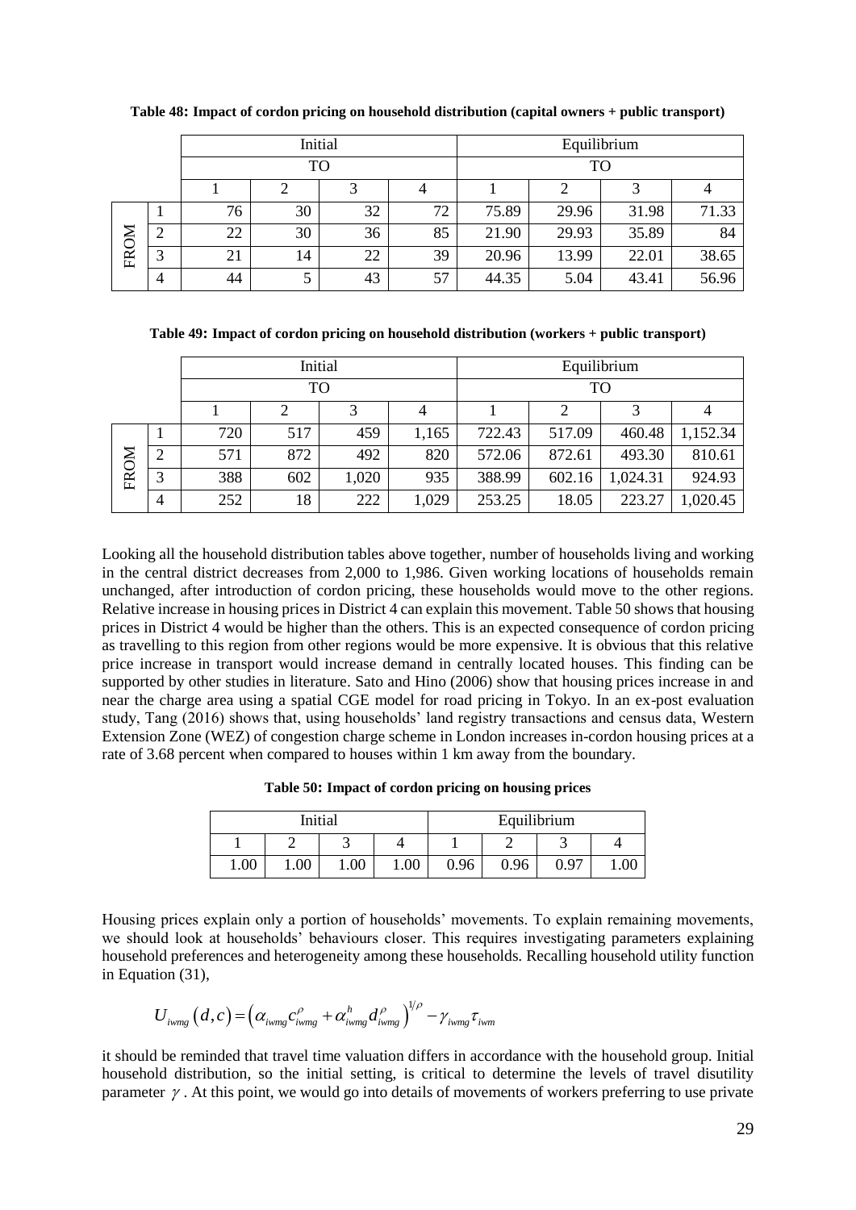**Table 48: Impact of cordon pricing on household distribution (capital owners + public transport)**

| | | Initial | | | | Equilibrium | | | |
|---|---|---|---|---|---|---|---|---|---|
| | | TO | | | | TO | | | |
| | | 1 | 2 | 3 | 4 | 1 | 2 | 3 | 4 |
| FROM | 1 | 76 | 30 | 32 | 72 | 75.89 | 29.96 | 31.98 | 71.33 |
| | 2 | 22 | 30 | 36 | 85 | 21.90 | 29.93 | 35.89 | 84 |
| | 3 | 21 | 14 | 22 | 39 | 20.96 | 13.99 | 22.01 | 38.65 |
| | 4 | 44 | 5 | 43 | 57 | 44.35 | 5.04 | 43.41 | 56.96 |

**Table 49: Impact of cordon pricing on household distribution (workers + public transport)**

| | | Initial | | | | Equilibrium | | | |
|---|---|---|---|---|---|---|---|---|---|
| | | TO | | | | TO | | | |
| | | 1 | 2 | 3 | 4 | 1 | 2 | 3 | 4 |
| FROM | 1 | 720 | 517 | 459 | 1,165 | 722.43 | 517.09 | 460.48 | 1,152.34 |
| | 2 | 571 | 872 | 492 | 820 | 572.06 | 872.61 | 493.30 | 810.61 |
| | 3 | 388 | 602 | 1,020 | 935 | 388.99 | 602.16 | 1,024.31 | 924.93 |
| | 4 | 252 | 18 | 222 | 1,029 | 253.25 | 18.05 | 223.27 | 1,020.45 |

Looking all the household distribution tables above together, number of households living and working in the central district decreases from 2,000 to 1,986. Given working locations of households remain unchanged, after introduction of cordon pricing, these households would move to the other regions. Relative increase in housing prices in District 4 can explain this movement. Table 50 shows that housing prices in District 4 would be higher than the others. This is an expected consequence of cordon pricing as travelling to this region from other regions would be more expensive. It is obvious that this relative price increase in transport would increase demand in centrally located houses. This finding can be supported by other studies in literature. Sato and Hino (2006) show that housing prices increase in and near the charge area using a spatial CGE model for road pricing in Tokyo. In an ex-post evaluation study, Tang (2016) shows that, using households' land registry transactions and census data, Western Extension Zone (WEZ) of congestion charge scheme in London increases in-cordon housing prices at a rate of 3.68 percent when compared to houses within 1 km away from the boundary.

**Table 50: Impact of cordon pricing on housing prices**

| Initial | | | | Equilibrium | | | |
|---|---|---|---|---|---|---|---|
| 1 | 2 | 3 | 4 | 1 | 2 | 3 | 4 |
| 1.00 | 1.00 | 1.00 | 1.00 | 0.96 | 0.96 | 0.97 | 1.00 |

Housing prices explain only a portion of households' movements. To explain remaining movements, we should look at households' behaviours closer. This requires investigating parameters explaining household preferences and heterogeneity among these households. Recalling household utility function in Equation (31),

$$U_{iwmg}\left(d,c\right)=\left(\alpha_{iwmg}c_{iwmg}^{\rho}+\alpha_{iwmg}^{h}d_{iwmg}^{\rho}\right)^{1/\rho}-\gamma_{iwmg}\tau_{iwm}$$

it should be reminded that travel time valuation differs in accordance with the household group. Initial household distribution, so the initial setting, is critical to determine the levels of travel disutility parameter $\gamma$. At this point, we would go into details of movements of workers preferring to use private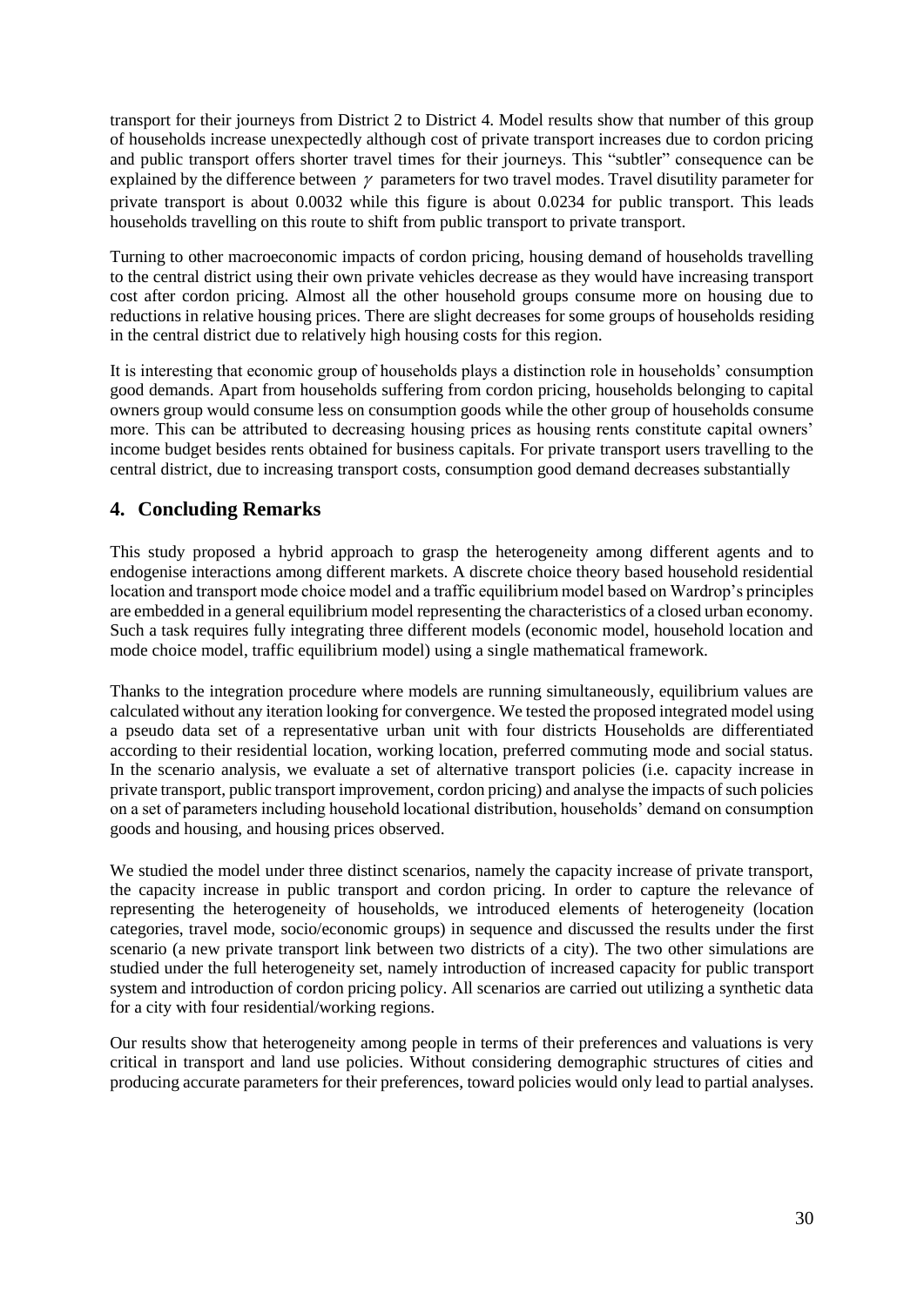transport for their journeys from District 2 to District 4. Model results show that number of this group of households increase unexpectedly although cost of private transport increases due to cordon pricing and public transport offers shorter travel times for their journeys. This "subtler" consequence can be explained by the difference between $\gamma$ parameters for two travel modes. Travel disutility parameter for private transport is about 0.0032 while this figure is about 0.0234 for public transport. This leads households travelling on this route to shift from public transport to private transport.

Turning to other macroeconomic impacts of cordon pricing, housing demand of households travelling to the central district using their own private vehicles decrease as they would have increasing transport cost after cordon pricing. Almost all the other household groups consume more on housing due to reductions in relative housing prices. There are slight decreases for some groups of households residing in the central district due to relatively high housing costs for this region.

It is interesting that economic group of households plays a distinction role in households' consumption good demands. Apart from households suffering from cordon pricing, households belonging to capital owners group would consume less on consumption goods while the other group of households consume more. This can be attributed to decreasing housing prices as housing rents constitute capital owners' income budget besides rents obtained for business capitals. For private transport users travelling to the central district, due to increasing transport costs, consumption good demand decreases substantially

## 4. Concluding Remarks

This study proposed a hybrid approach to grasp the heterogeneity among different agents and to endogenise interactions among different markets. A discrete choice theory based household residential location and transport mode choice model and a traffic equilibrium model based on Wardrop's principles are embedded in a general equilibrium model representing the characteristics of a closed urban economy. Such a task requires fully integrating three different models (economic model, household location and mode choice model, traffic equilibrium model) using a single mathematical framework.

Thanks to the integration procedure where models are running simultaneously, equilibrium values are calculated without any iteration looking for convergence. We tested the proposed integrated model using a pseudo data set of a representative urban unit with four districts Households are differentiated according to their residential location, working location, preferred commuting mode and social status. In the scenario analysis, we evaluate a set of alternative transport policies (i.e. capacity increase in private transport, public transport improvement, cordon pricing) and analyse the impacts of such policies on a set of parameters including household locational distribution, households' demand on consumption goods and housing, and housing prices observed.

We studied the model under three distinct scenarios, namely the capacity increase of private transport, the capacity increase in public transport and cordon pricing. In order to capture the relevance of representing the heterogeneity of households, we introduced elements of heterogeneity (location categories, travel mode, socio/economic groups) in sequence and discussed the results under the first scenario (a new private transport link between two districts of a city). The two other simulations are studied under the full heterogeneity set, namely introduction of increased capacity for public transport system and introduction of cordon pricing policy. All scenarios are carried out utilizing a synthetic data for a city with four residential/working regions.

Our results show that heterogeneity among people in terms of their preferences and valuations is very critical in transport and land use policies. Without considering demographic structures of cities and producing accurate parameters for their preferences, toward policies would only lead to partial analyses.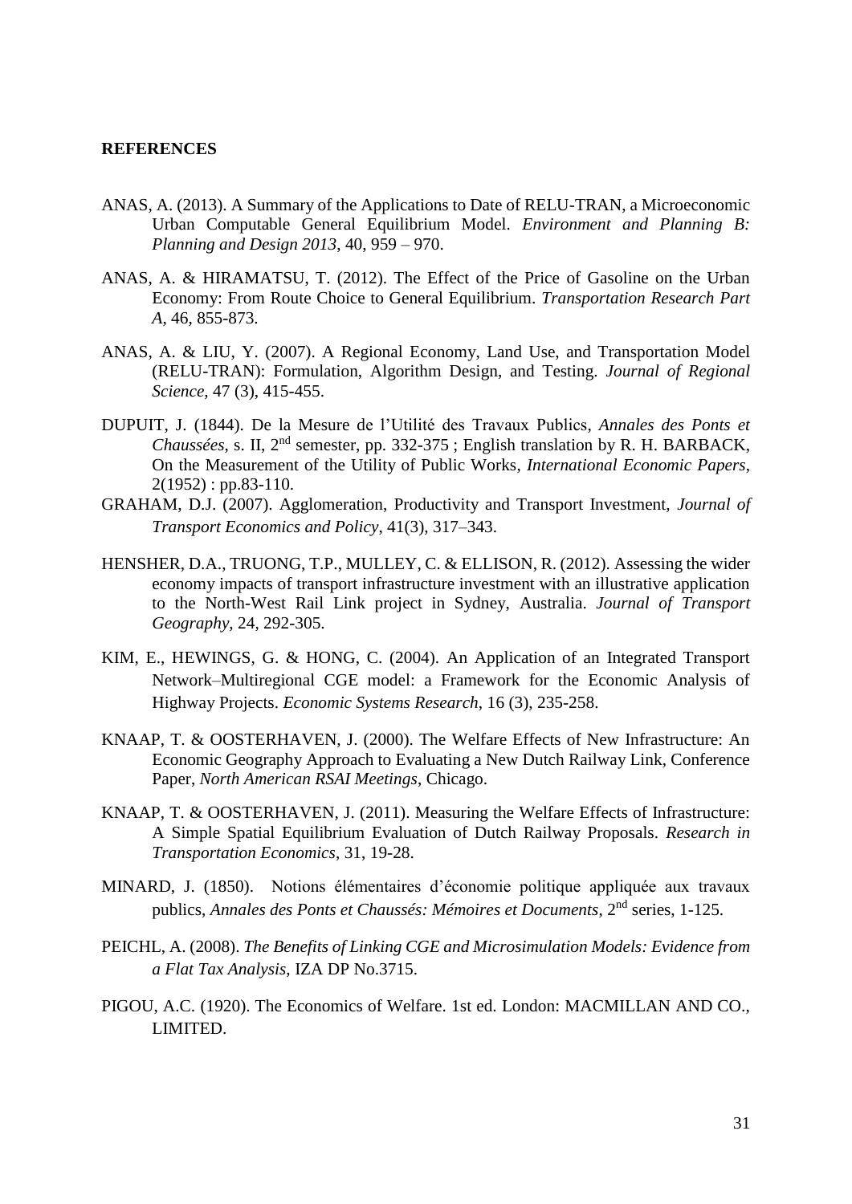**REFERENCES**

ANAS, A. (2013). A Summary of the Applications to Date of RELU-TRAN, a Microeconomic Urban Computable General Equilibrium Model. *Environment and Planning B: Planning and Design 2013*, 40, 959 – 970.

ANAS, A. & HIRAMATSU, T. (2012). The Effect of the Price of Gasoline on the Urban Economy: From Route Choice to General Equilibrium. *Transportation Research Part A*, 46, 855-873.

ANAS, A. & LIU, Y. (2007). A Regional Economy, Land Use, and Transportation Model (RELU-TRAN): Formulation, Algorithm Design, and Testing. *Journal of Regional Science*, 47 (3), 415-455.

DUPUIT, J. (1844). De la Mesure de l'Utilité des Travaux Publics, *Annales des Ponts et Chaussées*, s. II, 2nd semester, pp. 332-375 ; English translation by R. H. BARBACK, On the Measurement of the Utility of Public Works, *International Economic Papers*, 2(1952) : pp.83-110.

GRAHAM, D.J. (2007). Agglomeration, Productivity and Transport Investment, *Journal of Transport Economics and Policy*, 41(3), 317–343.

HENSHER, D.A., TRUONG, T.P., MULLEY, C. & ELLISON, R. (2012). Assessing the wider economy impacts of transport infrastructure investment with an illustrative application to the North-West Rail Link project in Sydney, Australia. *Journal of Transport Geography*, 24, 292-305.

KIM, E., HEWINGS, G. & HONG, C. (2004). An Application of an Integrated Transport Network–Multiregional CGE model: a Framework for the Economic Analysis of Highway Projects. *Economic Systems Research*, 16 (3), 235-258.

KNAAP, T. & OOSTERHAVEN, J. (2000). The Welfare Effects of New Infrastructure: An Economic Geography Approach to Evaluating a New Dutch Railway Link, Conference Paper, *North American RSAI Meetings*, Chicago.

KNAAP, T. & OOSTERHAVEN, J. (2011). Measuring the Welfare Effects of Infrastructure: A Simple Spatial Equilibrium Evaluation of Dutch Railway Proposals. *Research in Transportation Economics*, 31, 19-28.

MINARD, J. (1850). Notions élémentaires d'économie politique appliquée aux travaux publics, *Annales des Ponts et Chaussés: Mémoires et Documents*, 2nd series, 1-125.

PEICHL, A. (2008). *The Benefits of Linking CGE and Microsimulation Models: Evidence from a Flat Tax Analysis*, IZA DP No.3715.

PIGOU, A.C. (1920). The Economics of Welfare. 1st ed. London: MACMILLAN AND CO., LIMITED.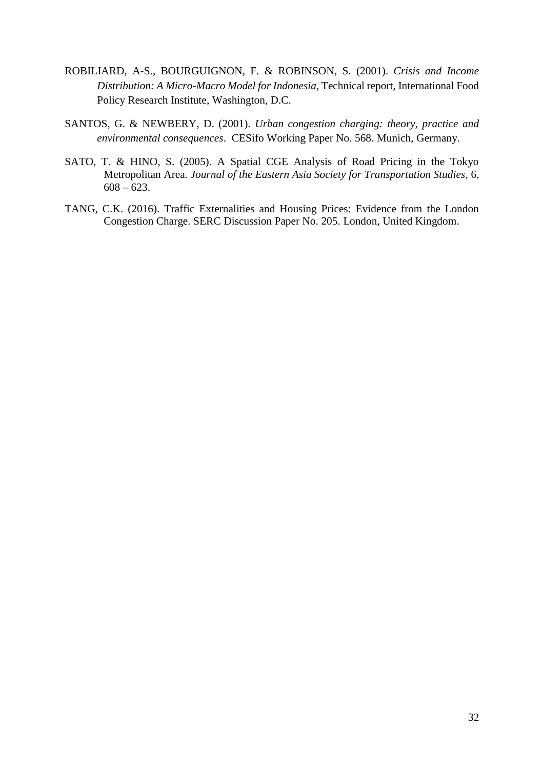ROBILIARD, A-S., BOURGUIGNON, F. & ROBINSON, S. (2001). *Crisis and Income Distribution: A Micro-Macro Model for Indonesia*, Technical report, International Food Policy Research Institute, Washington, D.C.

SANTOS, G. & NEWBERY, D. (2001). *Urban congestion charging: theory, practice and environmental consequences*. CESifo Working Paper No. 568. Munich, Germany.

SATO, T. & HINO, S. (2005). A Spatial CGE Analysis of Road Pricing in the Tokyo Metropolitan Area. *Journal of the Eastern Asia Society for Transportation Studies*, 6, 608 – 623.

TANG, C.K. (2016). Traffic Externalities and Housing Prices: Evidence from the London Congestion Charge. SERC Discussion Paper No. 205. London, United Kingdom.